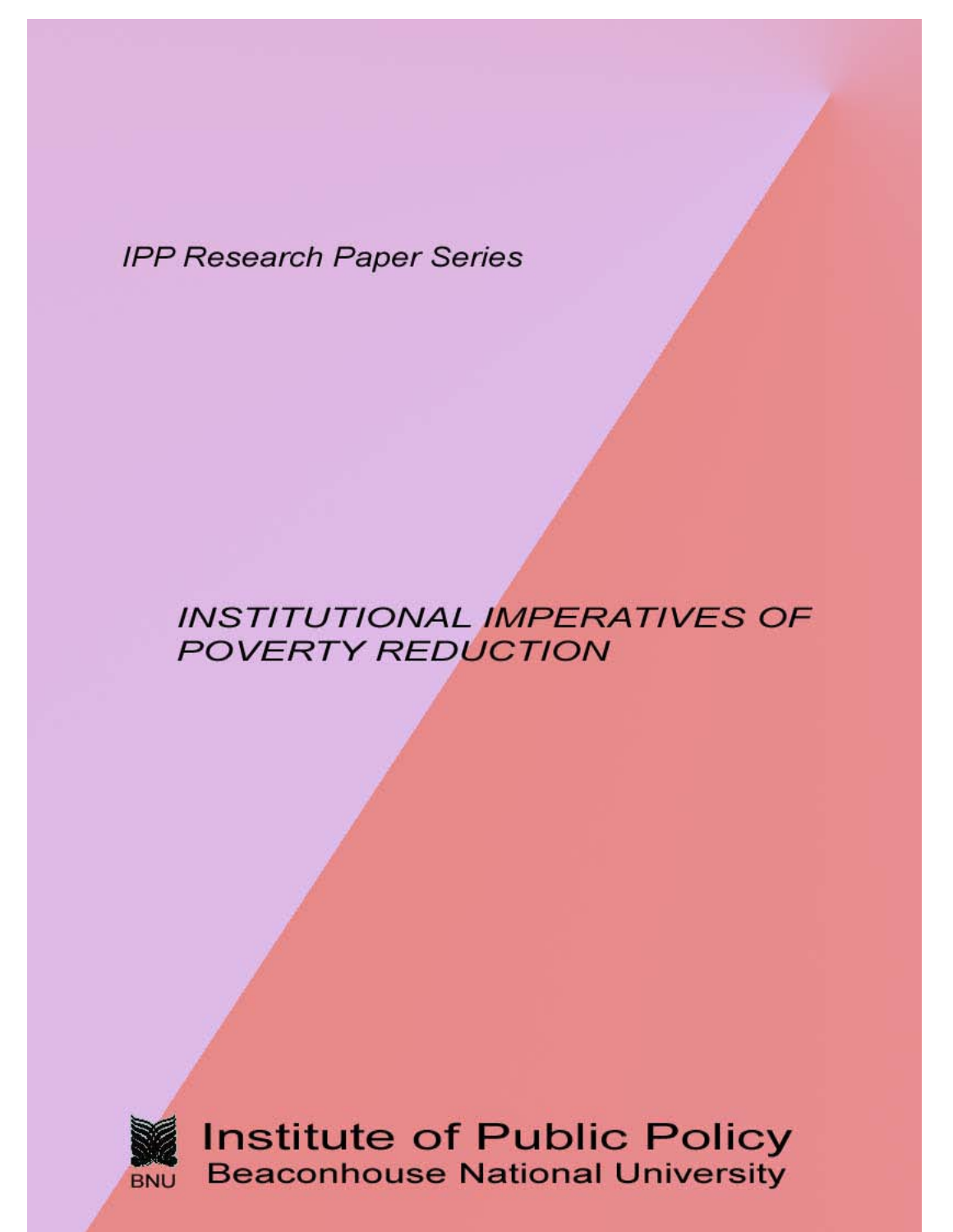*IPP Research Paper Series*

# *INSTITUTIONAL IMPERATIVES OF POVERTY REDUCTION*

BNU

**Institute of Public Policy**
**Beaconhouse National University**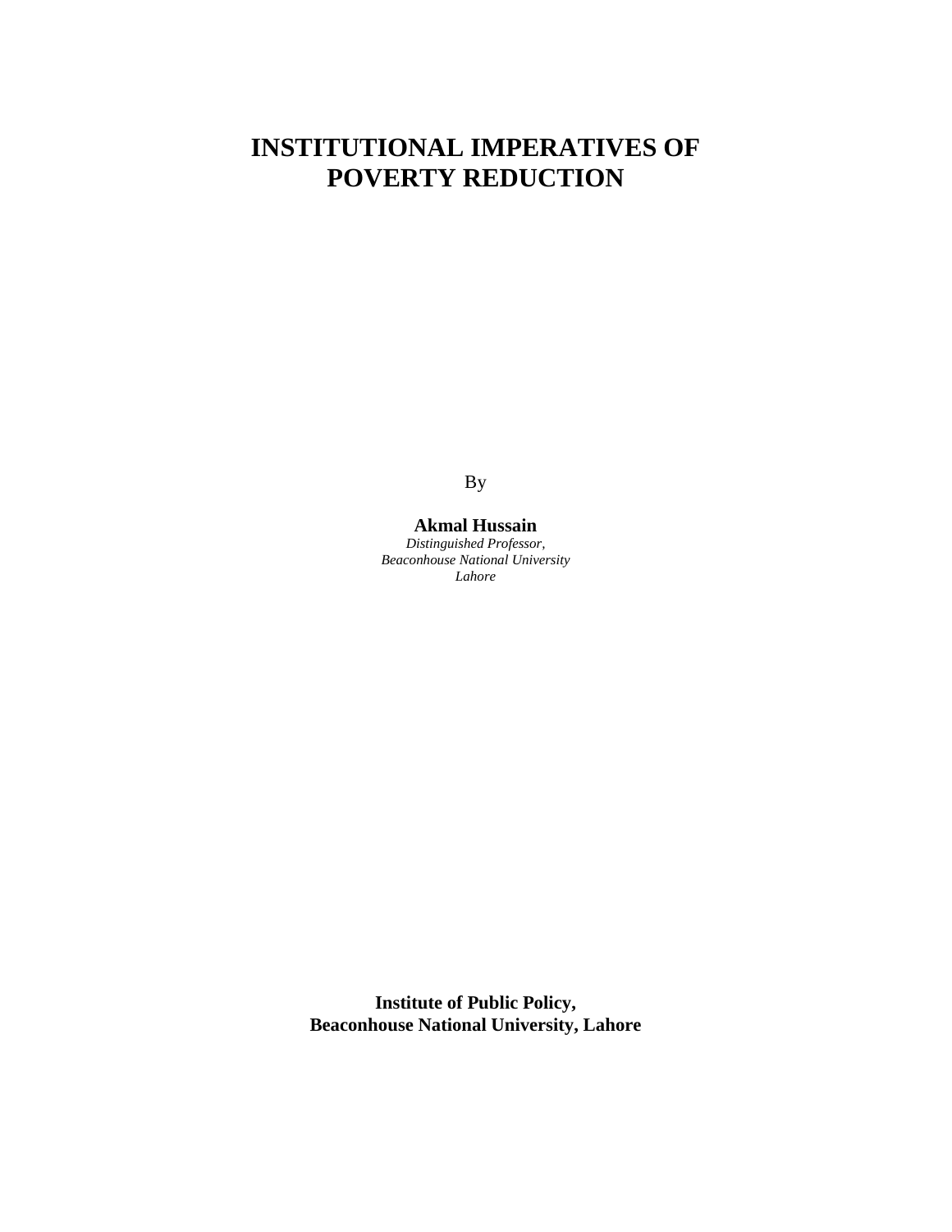# INSTITUTIONAL IMPERATIVES OF POVERTY REDUCTION

By

**Akmal Hussain**
*Distinguished Professor,*
*Beaconhouse National University*
*Lahore*

**Institute of Public Policy,**
**Beaconhouse National University, Lahore**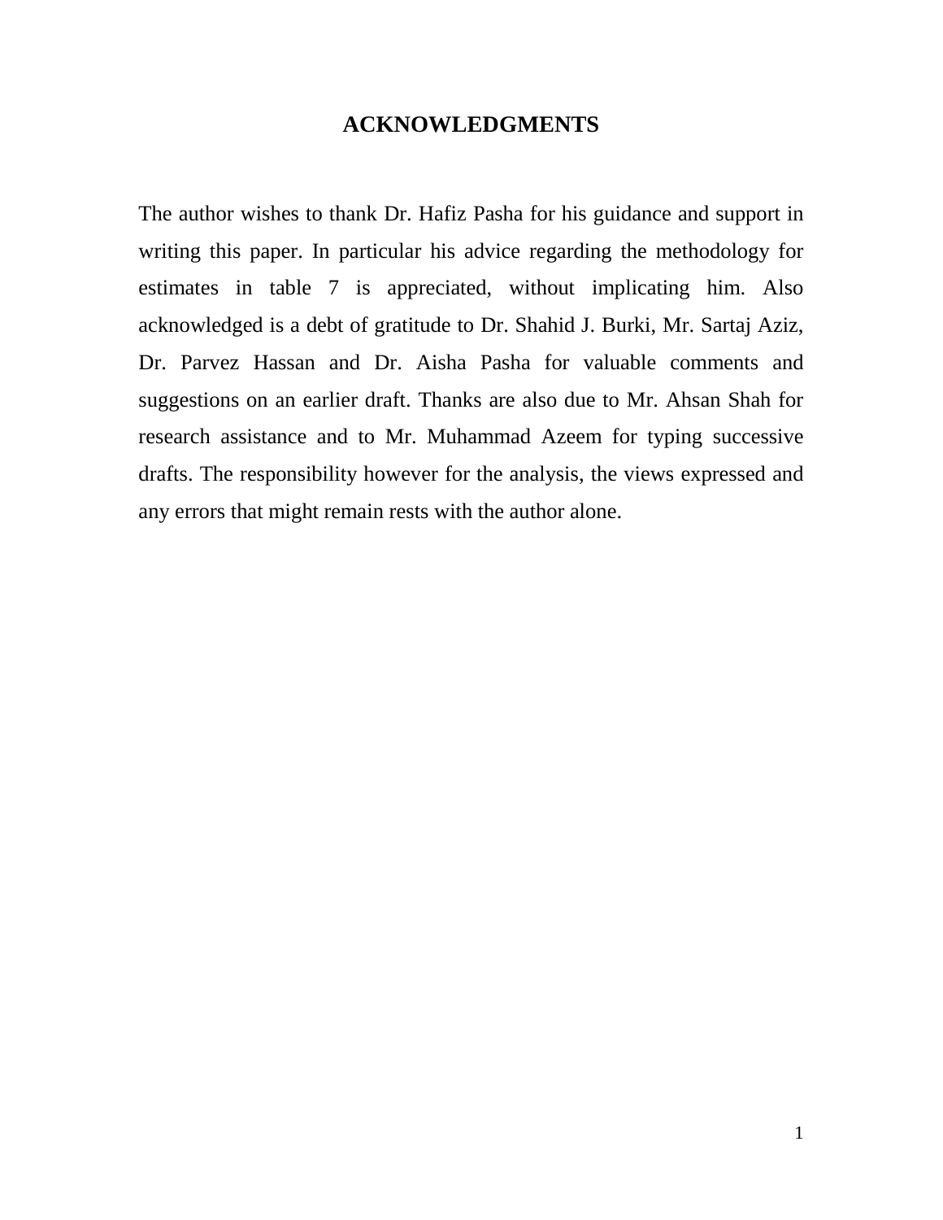# ACKNOWLEDGMENTS

The author wishes to thank Dr. Hafiz Pasha for his guidance and support in writing this paper. In particular his advice regarding the methodology for estimates in table 7 is appreciated, without implicating him. Also acknowledged is a debt of gratitude to Dr. Shahid J. Burki, Mr. Sartaj Aziz, Dr. Parvez Hassan and Dr. Aisha Pasha for valuable comments and suggestions on an earlier draft. Thanks are also due to Mr. Ahsan Shah for research assistance and to Mr. Muhammad Azeem for typing successive drafts. The responsibility however for the analysis, the views expressed and any errors that might remain rests with the author alone.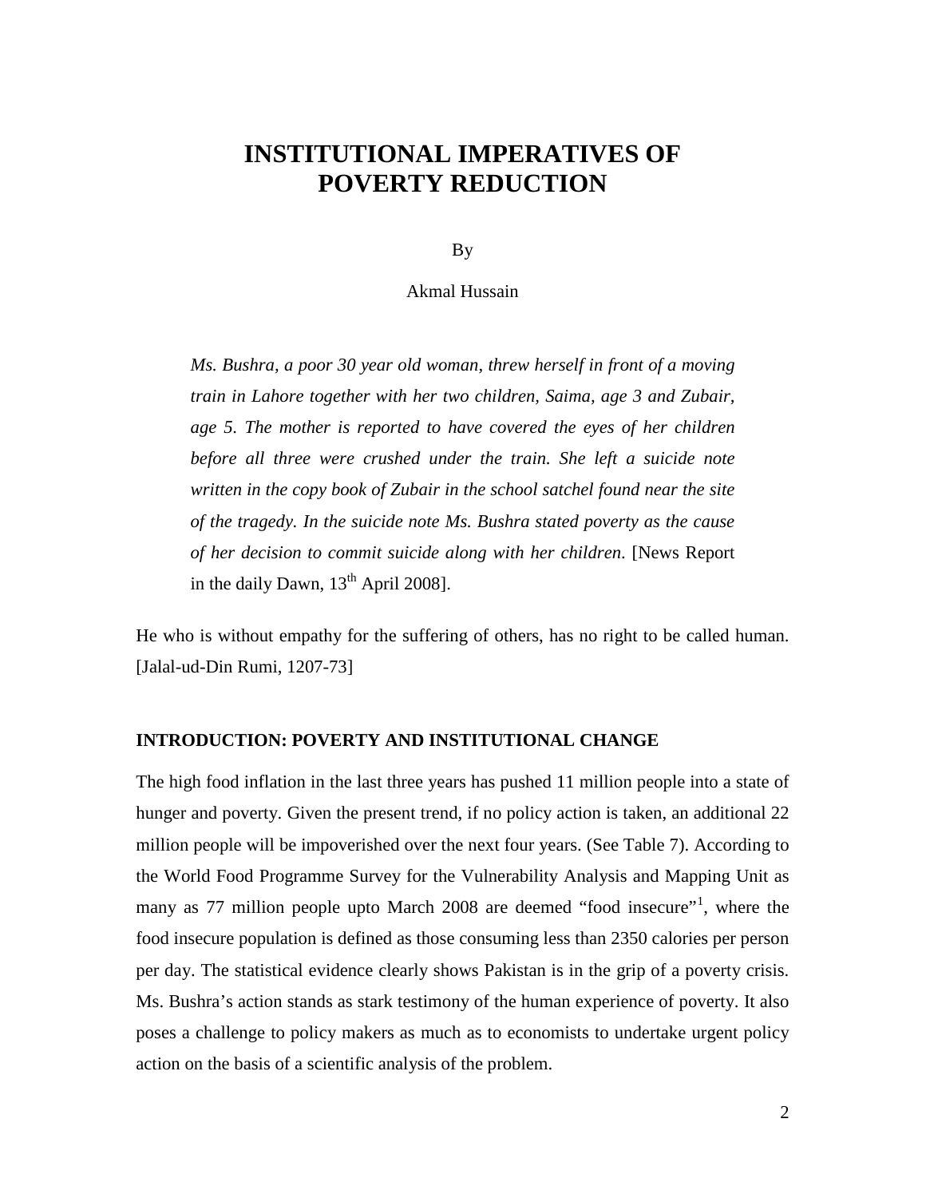# INSTITUTIONAL IMPERATIVES OF POVERTY REDUCTION

By

Akmal Hussain

> *Ms. Bushra, a poor 30 year old woman, threw herself in front of a moving train in Lahore together with her two children, Saima, age 3 and Zubair, age 5. The mother is reported to have covered the eyes of her children before all three were crushed under the train. She left a suicide note written in the copy book of Zubair in the school satchel found near the site of the tragedy. In the suicide note Ms. Bushra stated poverty as the cause of her decision to commit suicide along with her children*. [News Report in the daily Dawn, 13th April 2008].

He who is without empathy for the suffering of others, has no right to be called human. [Jalal-ud-Din Rumi, 1207-73]

## INTRODUCTION: POVERTY AND INSTITUTIONAL CHANGE

The high food inflation in the last three years has pushed 11 million people into a state of hunger and poverty. Given the present trend, if no policy action is taken, an additional 22 million people will be impoverished over the next four years. (See Table 7). According to the World Food Programme Survey for the Vulnerability Analysis and Mapping Unit as many as 77 million people upto March 2008 are deemed "food insecure"[1], where the food insecure population is defined as those consuming less than 2350 calories per person per day. The statistical evidence clearly shows Pakistan is in the grip of a poverty crisis. Ms. Bushra's action stands as stark testimony of the human experience of poverty. It also poses a challenge to policy makers as much as to economists to undertake urgent policy action on the basis of a scientific analysis of the problem.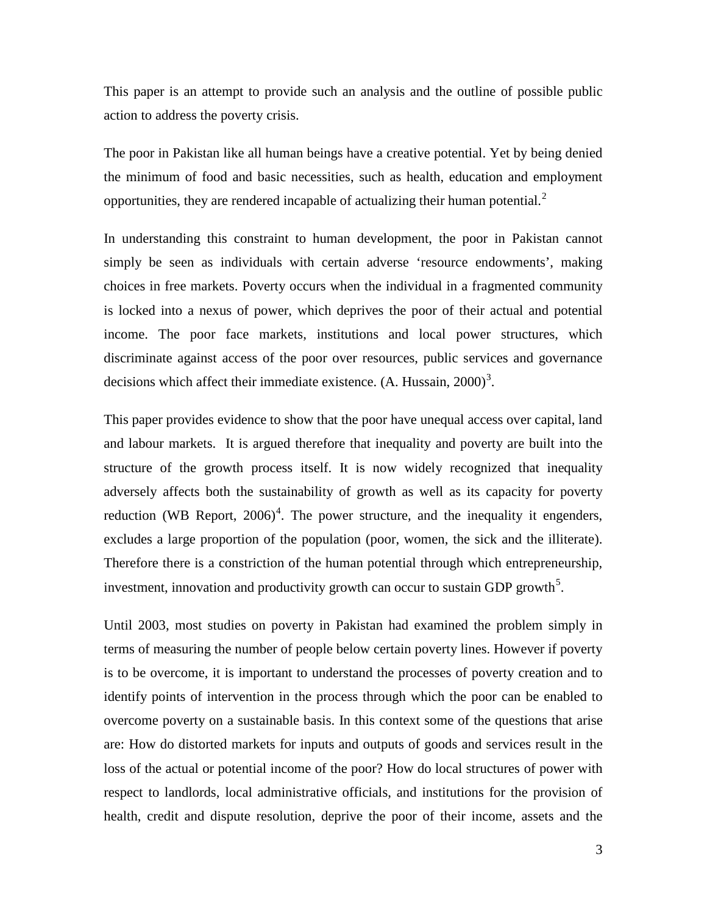This paper is an attempt to provide such an analysis and the outline of possible public action to address the poverty crisis.

The poor in Pakistan like all human beings have a creative potential. Yet by being denied the minimum of food and basic necessities, such as health, education and employment opportunities, they are rendered incapable of actualizing their human potential.[2]

In understanding this constraint to human development, the poor in Pakistan cannot simply be seen as individuals with certain adverse 'resource endowments', making choices in free markets. Poverty occurs when the individual in a fragmented community is locked into a nexus of power, which deprives the poor of their actual and potential income. The poor face markets, institutions and local power structures, which discriminate against access of the poor over resources, public services and governance decisions which affect their immediate existence. (A. Hussain, 2000)[3].

This paper provides evidence to show that the poor have unequal access over capital, land and labour markets. It is argued therefore that inequality and poverty are built into the structure of the growth process itself. It is now widely recognized that inequality adversely affects both the sustainability of growth as well as its capacity for poverty reduction (WB Report, 2006)[4]. The power structure, and the inequality it engenders, excludes a large proportion of the population (poor, women, the sick and the illiterate). Therefore there is a constriction of the human potential through which entrepreneurship, investment, innovation and productivity growth can occur to sustain GDP growth[5].

Until 2003, most studies on poverty in Pakistan had examined the problem simply in terms of measuring the number of people below certain poverty lines. However if poverty is to be overcome, it is important to understand the processes of poverty creation and to identify points of intervention in the process through which the poor can be enabled to overcome poverty on a sustainable basis. In this context some of the questions that arise are: How do distorted markets for inputs and outputs of goods and services result in the loss of the actual or potential income of the poor? How do local structures of power with respect to landlords, local administrative officials, and institutions for the provision of health, credit and dispute resolution, deprive the poor of their income, assets and the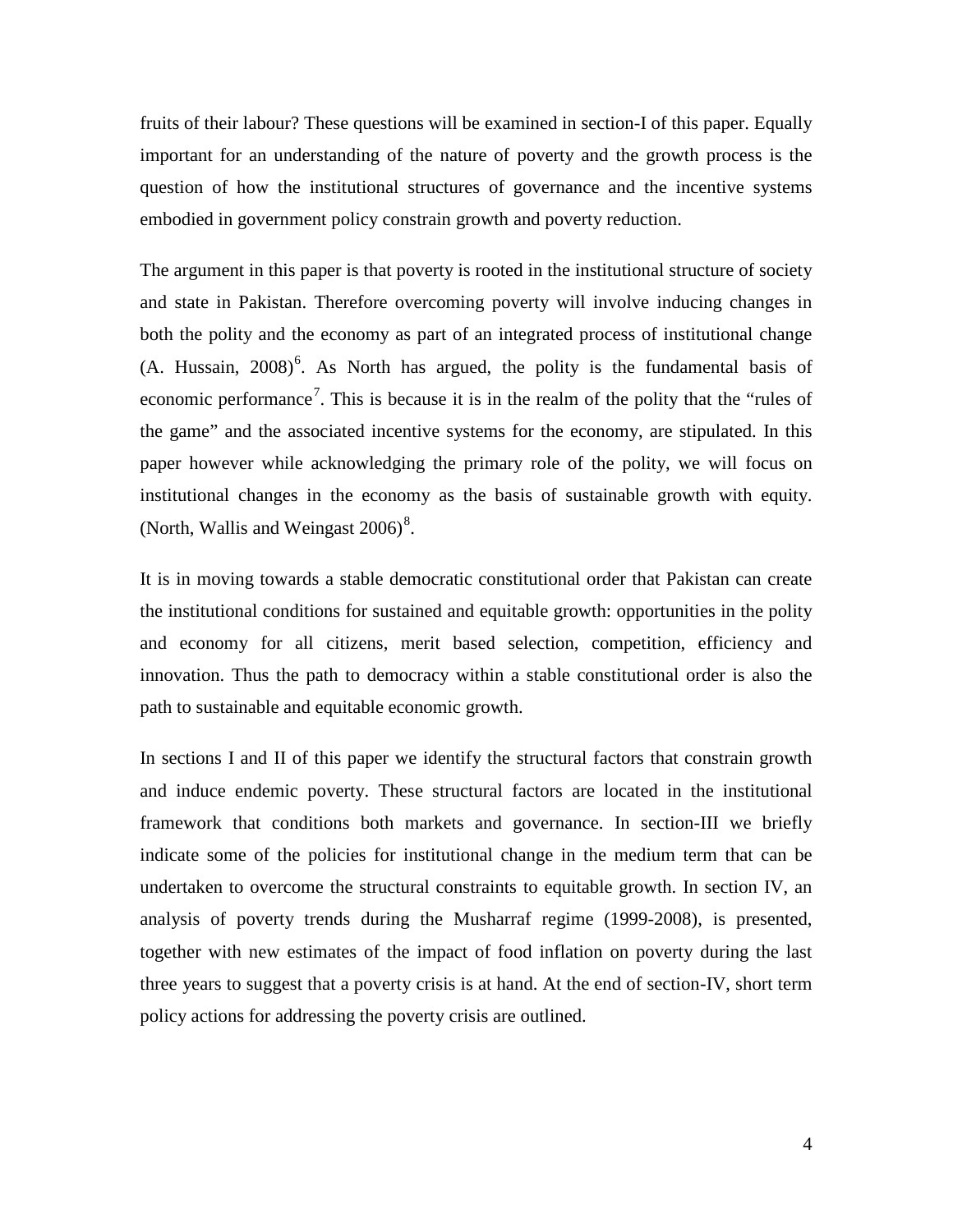fruits of their labour? These questions will be examined in section-I of this paper. Equally important for an understanding of the nature of poverty and the growth process is the question of how the institutional structures of governance and the incentive systems embodied in government policy constrain growth and poverty reduction.

The argument in this paper is that poverty is rooted in the institutional structure of society and state in Pakistan. Therefore overcoming poverty will involve inducing changes in both the polity and the economy as part of an integrated process of institutional change (A. Hussain, 2008)[6]. As North has argued, the polity is the fundamental basis of economic performance[7]. This is because it is in the realm of the polity that the "rules of the game" and the associated incentive systems for the economy, are stipulated. In this paper however while acknowledging the primary role of the polity, we will focus on institutional changes in the economy as the basis of sustainable growth with equity. (North, Wallis and Weingast 2006)[8].

It is in moving towards a stable democratic constitutional order that Pakistan can create the institutional conditions for sustained and equitable growth: opportunities in the polity and economy for all citizens, merit based selection, competition, efficiency and innovation. Thus the path to democracy within a stable constitutional order is also the path to sustainable and equitable economic growth.

In sections I and II of this paper we identify the structural factors that constrain growth and induce endemic poverty. These structural factors are located in the institutional framework that conditions both markets and governance. In section-III we briefly indicate some of the policies for institutional change in the medium term that can be undertaken to overcome the structural constraints to equitable growth. In section IV, an analysis of poverty trends during the Musharraf regime (1999-2008), is presented, together with new estimates of the impact of food inflation on poverty during the last three years to suggest that a poverty crisis is at hand. At the end of section-IV, short term policy actions for addressing the poverty crisis are outlined.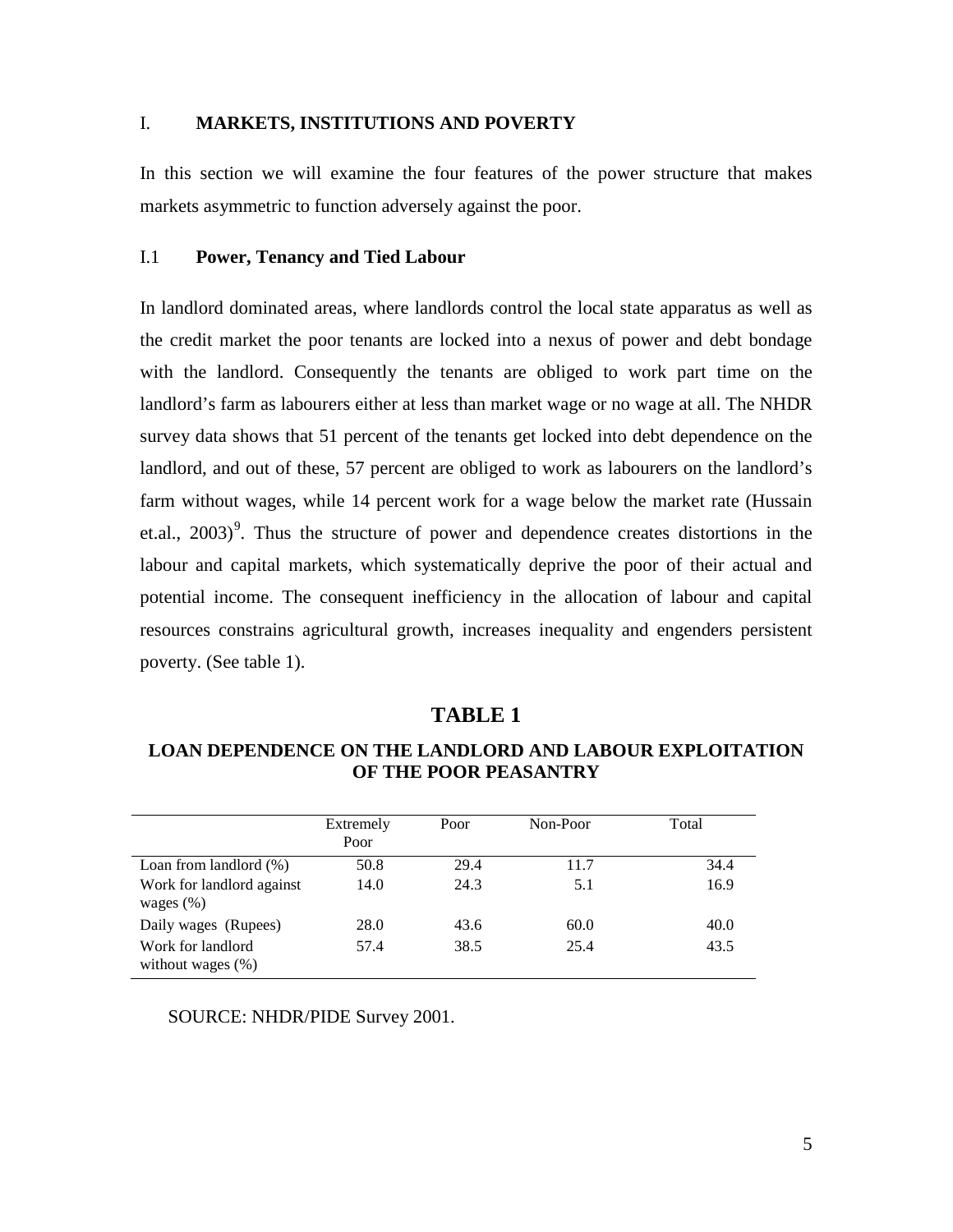## I. MARKETS, INSTITUTIONS AND POVERTY

In this section we will examine the four features of the power structure that makes markets asymmetric to function adversely against the poor.

### I.1 Power, Tenancy and Tied Labour

In landlord dominated areas, where landlords control the local state apparatus as well as the credit market the poor tenants are locked into a nexus of power and debt bondage with the landlord. Consequently the tenants are obliged to work part time on the landlord's farm as labourers either at less than market wage or no wage at all. The NHDR survey data shows that 51 percent of the tenants get locked into debt dependence on the landlord, and out of these, 57 percent are obliged to work as labourers on the landlord's farm without wages, while 14 percent work for a wage below the market rate (Hussain et.al., 2003)[9]. Thus the structure of power and dependence creates distortions in the labour and capital markets, which systematically deprive the poor of their actual and potential income. The consequent inefficiency in the allocation of labour and capital resources constrains agricultural growth, increases inequality and engenders persistent poverty. (See table 1).

**TABLE 1**

**LOAN DEPENDENCE ON THE LANDLORD AND LABOUR EXPLOITATION OF THE POOR PEASANTRY**

| | Extremely Poor | Poor | Non-Poor | Total |
|---|---|---|---|---|
| Loan from landlord (%) | 50.8 | 29.4 | 11.7 | 34.4 |
| Work for landlord against wages (%) | 14.0 | 24.3 | 5.1 | 16.9 |
| Daily wages (Rupees) | 28.0 | 43.6 | 60.0 | 40.0 |
| Work for landlord without wages (%) | 57.4 | 38.5 | 25.4 | 43.5 |

SOURCE: NHDR/PIDE Survey 2001.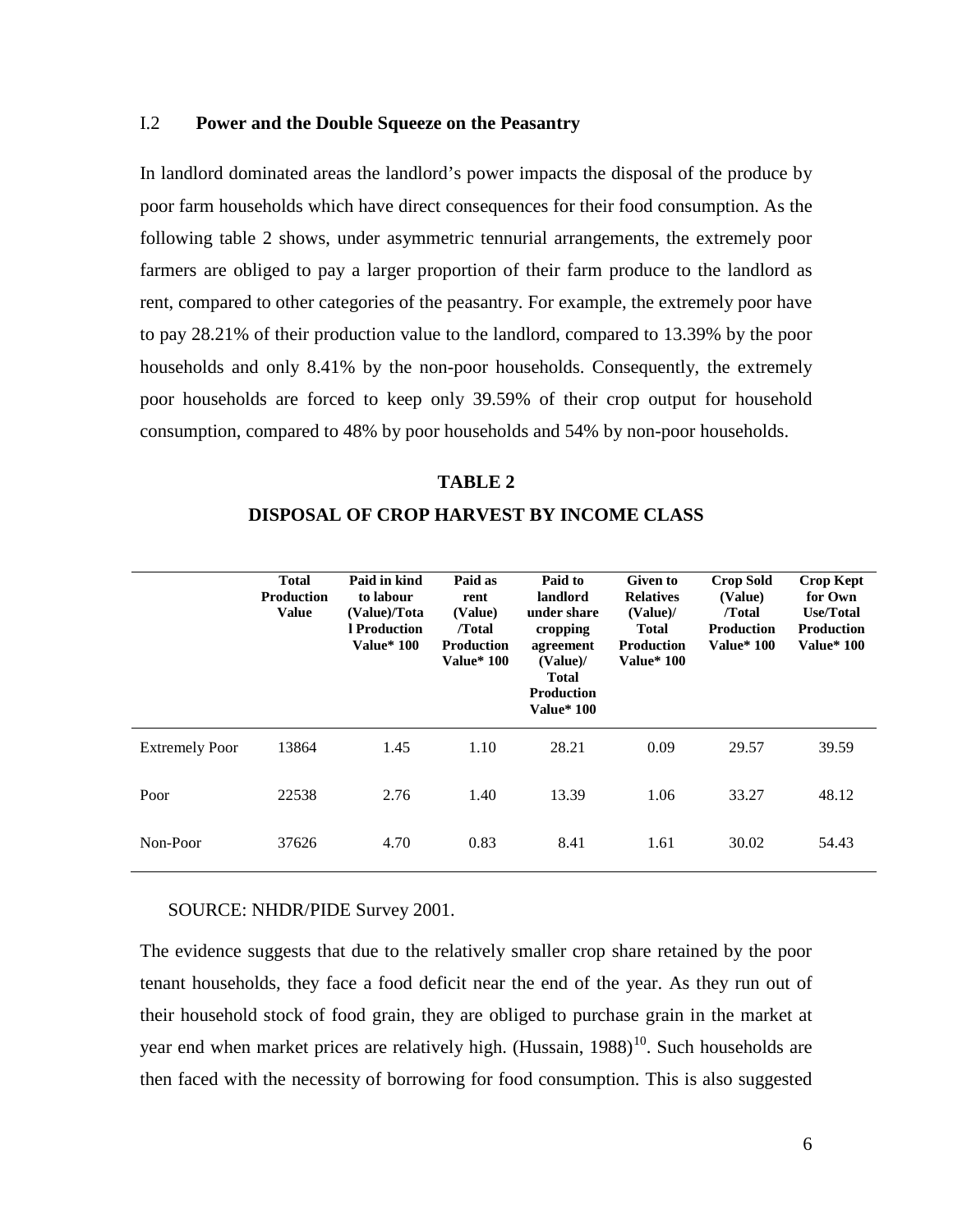### I.2 Power and the Double Squeeze on the Peasantry

In landlord dominated areas the landlord's power impacts the disposal of the produce by poor farm households which have direct consequences for their food consumption. As the following table 2 shows, under asymmetric tennurial arrangements, the extremely poor farmers are obliged to pay a larger proportion of their farm produce to the landlord as rent, compared to other categories of the peasantry. For example, the extremely poor have to pay 28.21% of their production value to the landlord, compared to 13.39% by the poor households and only 8.41% by the non-poor households. Consequently, the extremely poor households are forced to keep only 39.59% of their crop output for household consumption, compared to 48% by poor households and 54% by non-poor households.

**TABLE 2**

**DISPOSAL OF CROP HARVEST BY INCOME CLASS**

| | Total Production Value | Paid in kind to labour (Value)/Total Production Value* 100 | Paid as rent (Value) /Total Production Value* 100 | Paid to landlord under share cropping agreement (Value)/ Total Production Value* 100 | Given to Relatives (Value)/ Total Production Value* 100 | Crop Sold (Value) /Total Production Value* 100 | Crop Kept for Own Use/Total Production Value* 100 |
|---|---|---|---|---|---|---|---|
| Extremely Poor | 13864 | 1.45 | 1.10 | 28.21 | 0.09 | 29.57 | 39.59 |
| Poor | 22538 | 2.76 | 1.40 | 13.39 | 1.06 | 33.27 | 48.12 |
| Non-Poor | 37626 | 4.70 | 0.83 | 8.41 | 1.61 | 30.02 | 54.43 |

SOURCE: NHDR/PIDE Survey 2001.

The evidence suggests that due to the relatively smaller crop share retained by the poor tenant households, they face a food deficit near the end of the year. As they run out of their household stock of food grain, they are obliged to purchase grain in the market at year end when market prices are relatively high. (Hussain, 1988)[10]. Such households are then faced with the necessity of borrowing for food consumption. This is also suggested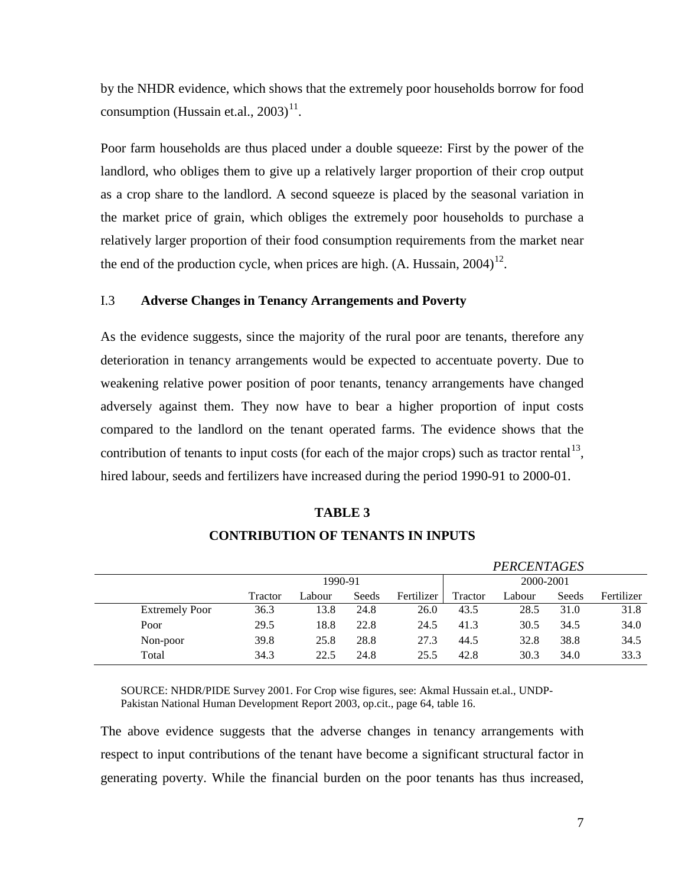by the NHDR evidence, which shows that the extremely poor households borrow for food consumption (Hussain et.al., 2003)[11].

Poor farm households are thus placed under a double squeeze: First by the power of the landlord, who obliges them to give up a relatively larger proportion of their crop output as a crop share to the landlord. A second squeeze is placed by the seasonal variation in the market price of grain, which obliges the extremely poor households to purchase a relatively larger proportion of their food consumption requirements from the market near the end of the production cycle, when prices are high. (A. Hussain, 2004)[12].

### I.3 Adverse Changes in Tenancy Arrangements and Poverty

As the evidence suggests, since the majority of the rural poor are tenants, therefore any deterioration in tenancy arrangements would be expected to accentuate poverty. Due to weakening relative power position of poor tenants, tenancy arrangements have changed adversely against them. They now have to bear a higher proportion of input costs compared to the landlord on the tenant operated farms. The evidence shows that the contribution of tenants to input costs (for each of the major crops) such as tractor rental[13], hired labour, seeds and fertilizers have increased during the period 1990-91 to 2000-01.

**TABLE 3**

**CONTRIBUTION OF TENANTS IN INPUTS**

*PERCENTAGES*

| | 1990-91 | | | | 2000-2001 | | | |
|---|---|---|---|---|---|---|---|---|
| | Tractor | Labour | Seeds | Fertilizer | Tractor | Labour | Seeds | Fertilizer |
| Extremely Poor | 36.3 | 13.8 | 24.8 | 26.0 | 43.5 | 28.5 | 31.0 | 31.8 |
| Poor | 29.5 | 18.8 | 22.8 | 24.5 | 41.3 | 30.5 | 34.5 | 34.0 |
| Non-poor | 39.8 | 25.8 | 28.8 | 27.3 | 44.5 | 32.8 | 38.8 | 34.5 |
| Total | 34.3 | 22.5 | 24.8 | 25.5 | 42.8 | 30.3 | 34.0 | 33.3 |

SOURCE: NHDR/PIDE Survey 2001. For Crop wise figures, see: Akmal Hussain et.al., UNDP-Pakistan National Human Development Report 2003, op.cit., page 64, table 16.

The above evidence suggests that the adverse changes in tenancy arrangements with respect to input contributions of the tenant have become a significant structural factor in generating poverty. While the financial burden on the poor tenants has thus increased,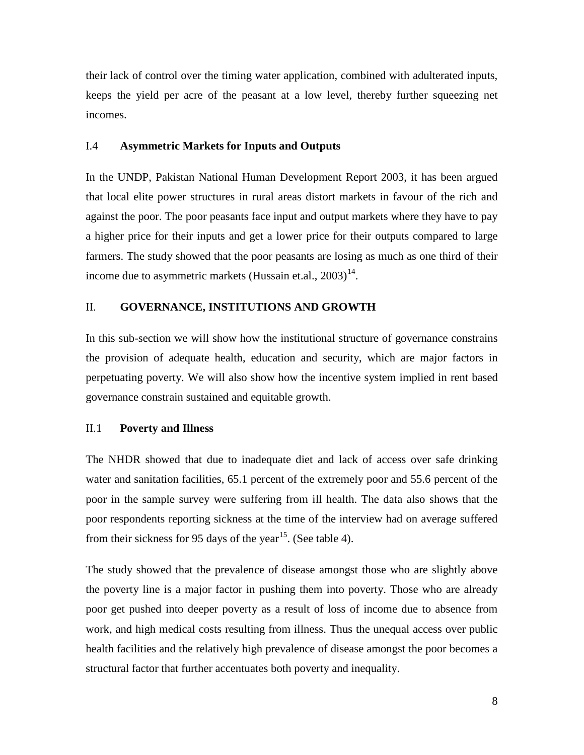their lack of control over the timing water application, combined with adulterated inputs, keeps the yield per acre of the peasant at a low level, thereby further squeezing net incomes.

### I.4 Asymmetric Markets for Inputs and Outputs

In the UNDP, Pakistan National Human Development Report 2003, it has been argued that local elite power structures in rural areas distort markets in favour of the rich and against the poor. The poor peasants face input and output markets where they have to pay a higher price for their inputs and get a lower price for their outputs compared to large farmers. The study showed that the poor peasants are losing as much as one third of their income due to asymmetric markets (Hussain et.al., 2003)[14].

## II. GOVERNANCE, INSTITUTIONS AND GROWTH

In this sub-section we will show how the institutional structure of governance constrains the provision of adequate health, education and security, which are major factors in perpetuating poverty. We will also show how the incentive system implied in rent based governance constrain sustained and equitable growth.

### II.1 Poverty and Illness

The NHDR showed that due to inadequate diet and lack of access over safe drinking water and sanitation facilities, 65.1 percent of the extremely poor and 55.6 percent of the poor in the sample survey were suffering from ill health. The data also shows that the poor respondents reporting sickness at the time of the interview had on average suffered from their sickness for 95 days of the year[15]. (See table 4).

The study showed that the prevalence of disease amongst those who are slightly above the poverty line is a major factor in pushing them into poverty. Those who are already poor get pushed into deeper poverty as a result of loss of income due to absence from work, and high medical costs resulting from illness. Thus the unequal access over public health facilities and the relatively high prevalence of disease amongst the poor becomes a structural factor that further accentuates both poverty and inequality.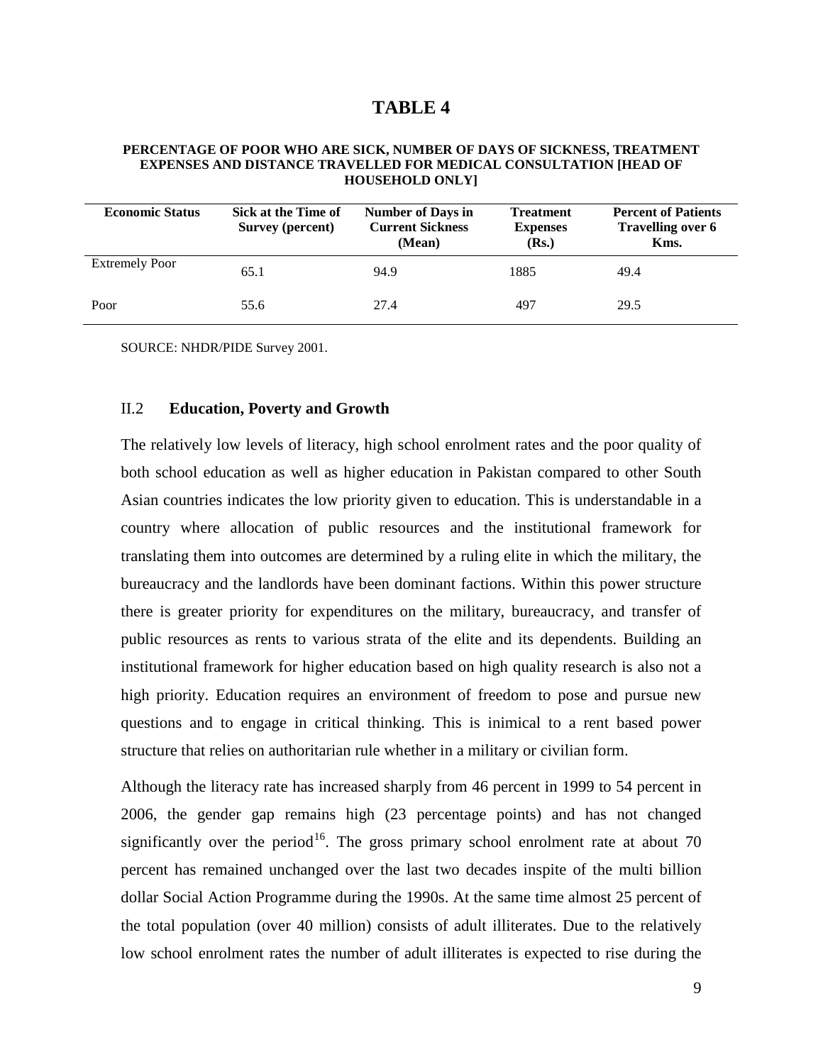# TABLE 4

**PERCENTAGE OF POOR WHO ARE SICK, NUMBER OF DAYS OF SICKNESS, TREATMENT EXPENSES AND DISTANCE TRAVELLED FOR MEDICAL CONSULTATION [HEAD OF HOUSEHOLD ONLY]**

| Economic Status | Sick at the Time of Survey (percent) | Number of Days in Current Sickness (Mean) | Treatment Expenses (Rs.) | Percent of Patients Travelling over 6 Kms. |
|---|---|---|---|---|
| Extremely Poor | 65.1 | 94.9 | 1885 | 49.4 |
| Poor | 55.6 | 27.4 | 497 | 29.5 |

SOURCE: NHDR/PIDE Survey 2001.

## II.2 Education, Poverty and Growth

The relatively low levels of literacy, high school enrolment rates and the poor quality of both school education as well as higher education in Pakistan compared to other South Asian countries indicates the low priority given to education. This is understandable in a country where allocation of public resources and the institutional framework for translating them into outcomes are determined by a ruling elite in which the military, the bureaucracy and the landlords have been dominant factions. Within this power structure there is greater priority for expenditures on the military, bureaucracy, and transfer of public resources as rents to various strata of the elite and its dependents. Building an institutional framework for higher education based on high quality research is also not a high priority. Education requires an environment of freedom to pose and pursue new questions and to engage in critical thinking. This is inimical to a rent based power structure that relies on authoritarian rule whether in a military or civilian form.

Although the literacy rate has increased sharply from 46 percent in 1999 to 54 percent in 2006, the gender gap remains high (23 percentage points) and has not changed significantly over the period[16]. The gross primary school enrolment rate at about 70 percent has remained unchanged over the last two decades inspite of the multi billion dollar Social Action Programme during the 1990s. At the same time almost 25 percent of the total population (over 40 million) consists of adult illiterates. Due to the relatively low school enrolment rates the number of adult illiterates is expected to rise during the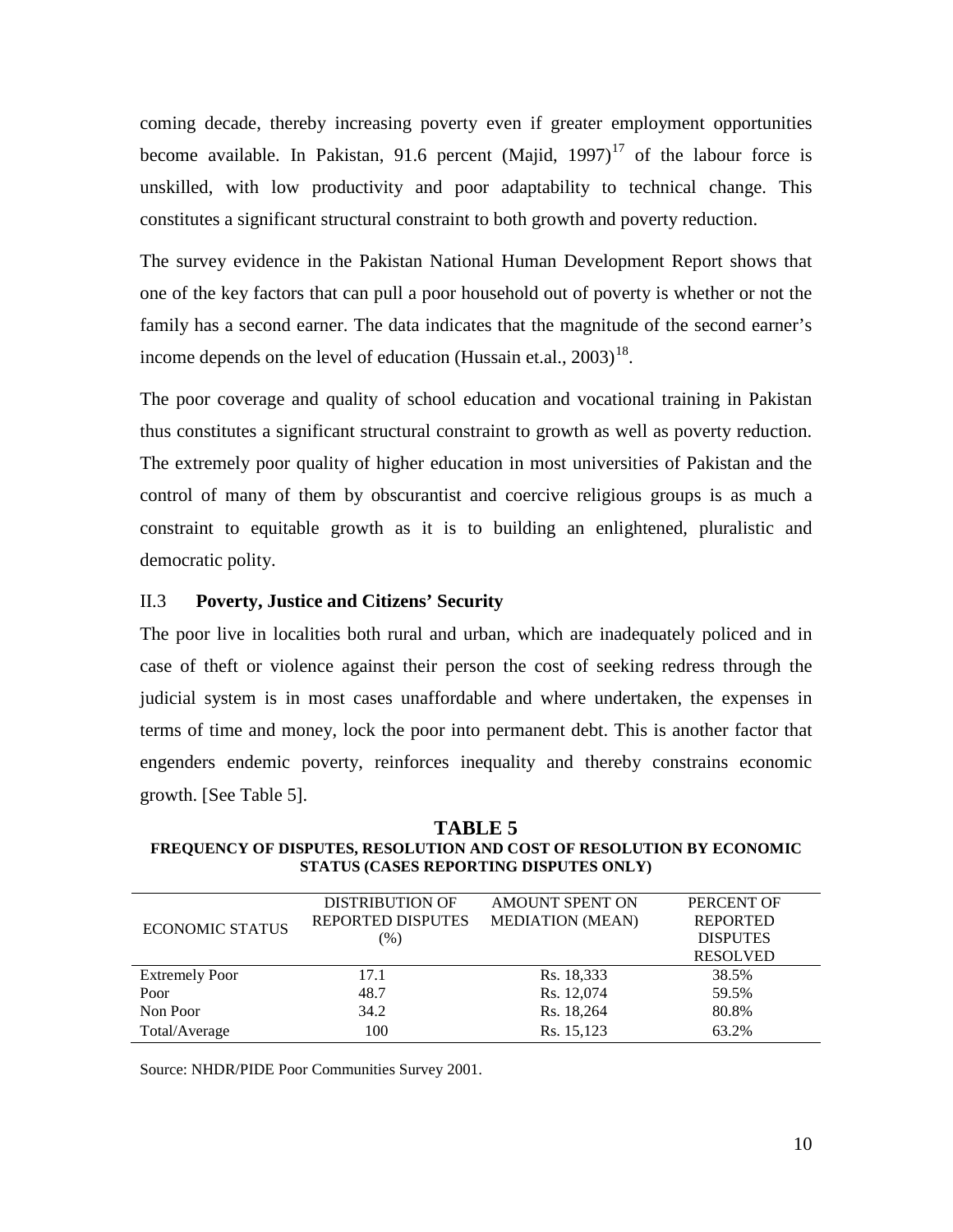coming decade, thereby increasing poverty even if greater employment opportunities become available. In Pakistan, 91.6 percent (Majid, 1997)[17] of the labour force is unskilled, with low productivity and poor adaptability to technical change. This constitutes a significant structural constraint to both growth and poverty reduction.

The survey evidence in the Pakistan National Human Development Report shows that one of the key factors that can pull a poor household out of poverty is whether or not the family has a second earner. The data indicates that the magnitude of the second earner's income depends on the level of education (Hussain et.al., 2003)[18].

The poor coverage and quality of school education and vocational training in Pakistan thus constitutes a significant structural constraint to growth as well as poverty reduction. The extremely poor quality of higher education in most universities of Pakistan and the control of many of them by obscurantist and coercive religious groups is as much a constraint to equitable growth as it is to building an enlightened, pluralistic and democratic polity.

### II.3 **Poverty, Justice and Citizens' Security**

The poor live in localities both rural and urban, which are inadequately policed and in case of theft or violence against their person the cost of seeking redress through the judicial system is in most cases unaffordable and where undertaken, the expenses in terms of time and money, lock the poor into permanent debt. This is another factor that engenders endemic poverty, reinforces inequality and thereby constrains economic growth. [See Table 5].

**TABLE 5**
**FREQUENCY OF DISPUTES, RESOLUTION AND COST OF RESOLUTION BY ECONOMIC STATUS (CASES REPORTING DISPUTES ONLY)**

| ECONOMIC STATUS | DISTRIBUTION OF REPORTED DISPUTES (%) | AMOUNT SPENT ON MEDIATION (MEAN) | PERCENT OF REPORTED DISPUTES RESOLVED |
|---|---|---|---|
| Extremely Poor | 17.1 | Rs. 18,333 | 38.5% |
| Poor | 48.7 | Rs. 12,074 | 59.5% |
| Non Poor | 34.2 | Rs. 18,264 | 80.8% |
| Total/Average | 100 | Rs. 15,123 | 63.2% |

Source: NHDR/PIDE Poor Communities Survey 2001.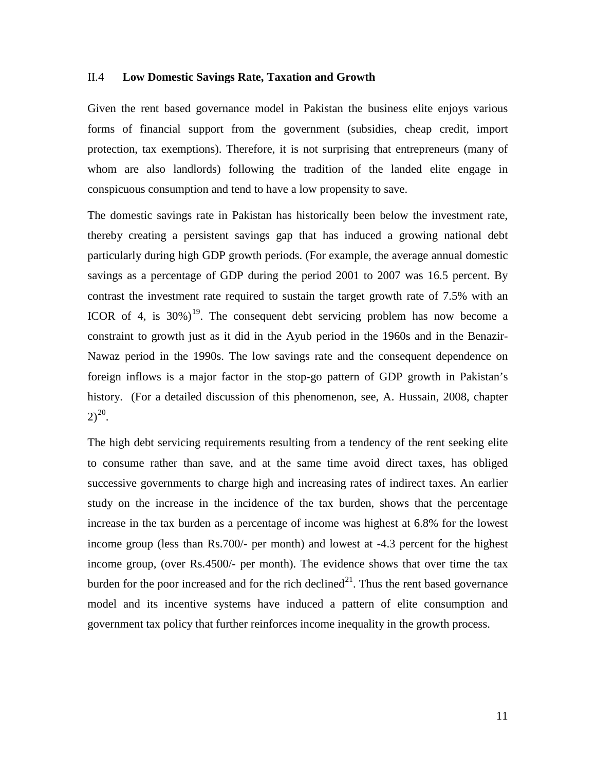### II.4 Low Domestic Savings Rate, Taxation and Growth

Given the rent based governance model in Pakistan the business elite enjoys various forms of financial support from the government (subsidies, cheap credit, import protection, tax exemptions). Therefore, it is not surprising that entrepreneurs (many of whom are also landlords) following the tradition of the landed elite engage in conspicuous consumption and tend to have a low propensity to save.

The domestic savings rate in Pakistan has historically been below the investment rate, thereby creating a persistent savings gap that has induced a growing national debt particularly during high GDP growth periods. (For example, the average annual domestic savings as a percentage of GDP during the period 2001 to 2007 was 16.5 percent. By contrast the investment rate required to sustain the target growth rate of 7.5% with an ICOR of 4, is 30%)[19]. The consequent debt servicing problem has now become a constraint to growth just as it did in the Ayub period in the 1960s and in the Benazir-Nawaz period in the 1990s. The low savings rate and the consequent dependence on foreign inflows is a major factor in the stop-go pattern of GDP growth in Pakistan's history. (For a detailed discussion of this phenomenon, see, A. Hussain, 2008, chapter 2)[20].

The high debt servicing requirements resulting from a tendency of the rent seeking elite to consume rather than save, and at the same time avoid direct taxes, has obliged successive governments to charge high and increasing rates of indirect taxes. An earlier study on the increase in the incidence of the tax burden, shows that the percentage increase in the tax burden as a percentage of income was highest at 6.8% for the lowest income group (less than Rs.700/- per month) and lowest at -4.3 percent for the highest income group, (over Rs.4500/- per month). The evidence shows that over time the tax burden for the poor increased and for the rich declined[21]. Thus the rent based governance model and its incentive systems have induced a pattern of elite consumption and government tax policy that further reinforces income inequality in the growth process.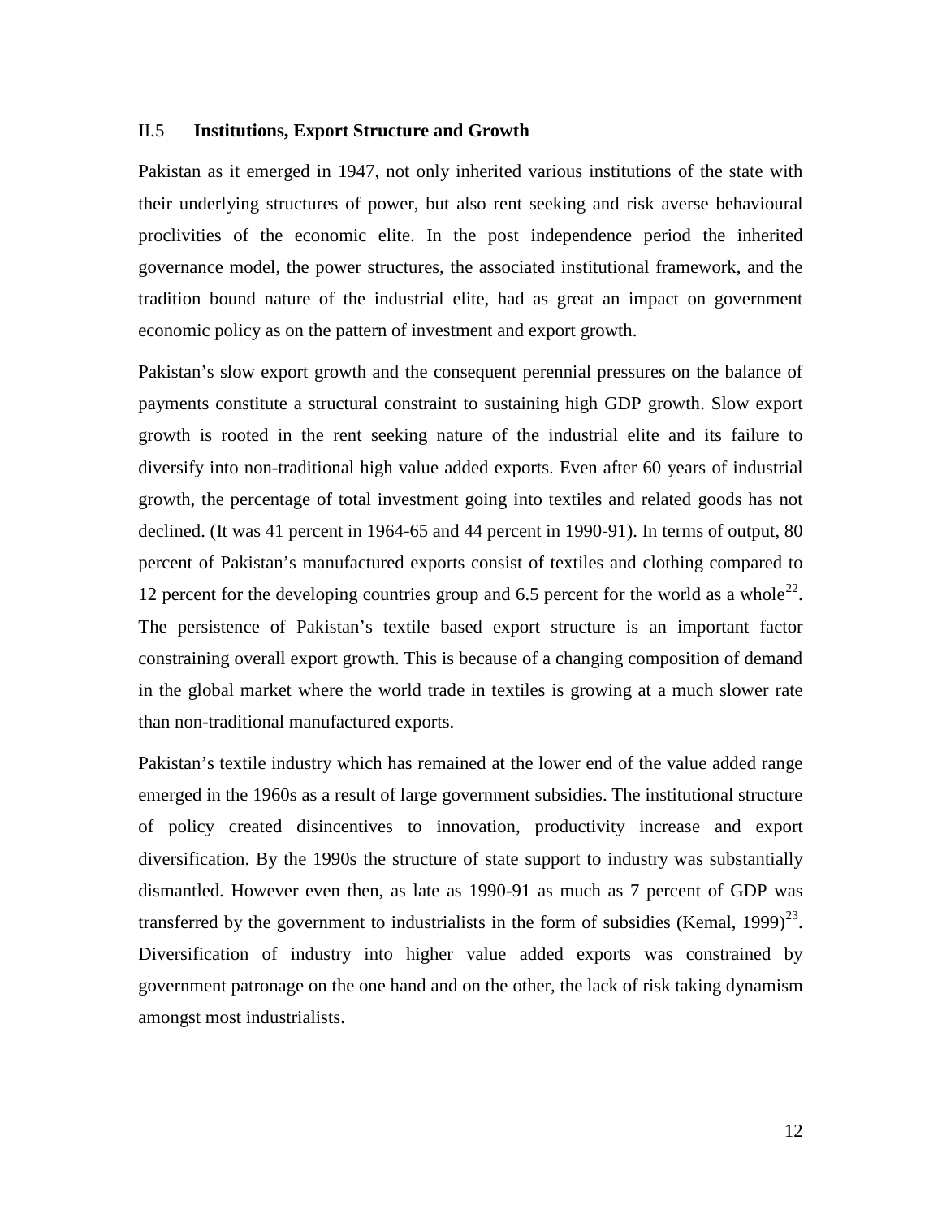## II.5 Institutions, Export Structure and Growth

Pakistan as it emerged in 1947, not only inherited various institutions of the state with their underlying structures of power, but also rent seeking and risk averse behavioural proclivities of the economic elite. In the post independence period the inherited governance model, the power structures, the associated institutional framework, and the tradition bound nature of the industrial elite, had as great an impact on government economic policy as on the pattern of investment and export growth.

Pakistan's slow export growth and the consequent perennial pressures on the balance of payments constitute a structural constraint to sustaining high GDP growth. Slow export growth is rooted in the rent seeking nature of the industrial elite and its failure to diversify into non-traditional high value added exports. Even after 60 years of industrial growth, the percentage of total investment going into textiles and related goods has not declined. (It was 41 percent in 1964-65 and 44 percent in 1990-91). In terms of output, 80 percent of Pakistan's manufactured exports consist of textiles and clothing compared to 12 percent for the developing countries group and 6.5 percent for the world as a whole[22]. The persistence of Pakistan's textile based export structure is an important factor constraining overall export growth. This is because of a changing composition of demand in the global market where the world trade in textiles is growing at a much slower rate than non-traditional manufactured exports.

Pakistan's textile industry which has remained at the lower end of the value added range emerged in the 1960s as a result of large government subsidies. The institutional structure of policy created disincentives to innovation, productivity increase and export diversification. By the 1990s the structure of state support to industry was substantially dismantled. However even then, as late as 1990-91 as much as 7 percent of GDP was transferred by the government to industrialists in the form of subsidies (Kemal, 1999)[23]. Diversification of industry into higher value added exports was constrained by government patronage on the one hand and on the other, the lack of risk taking dynamism amongst most industrialists.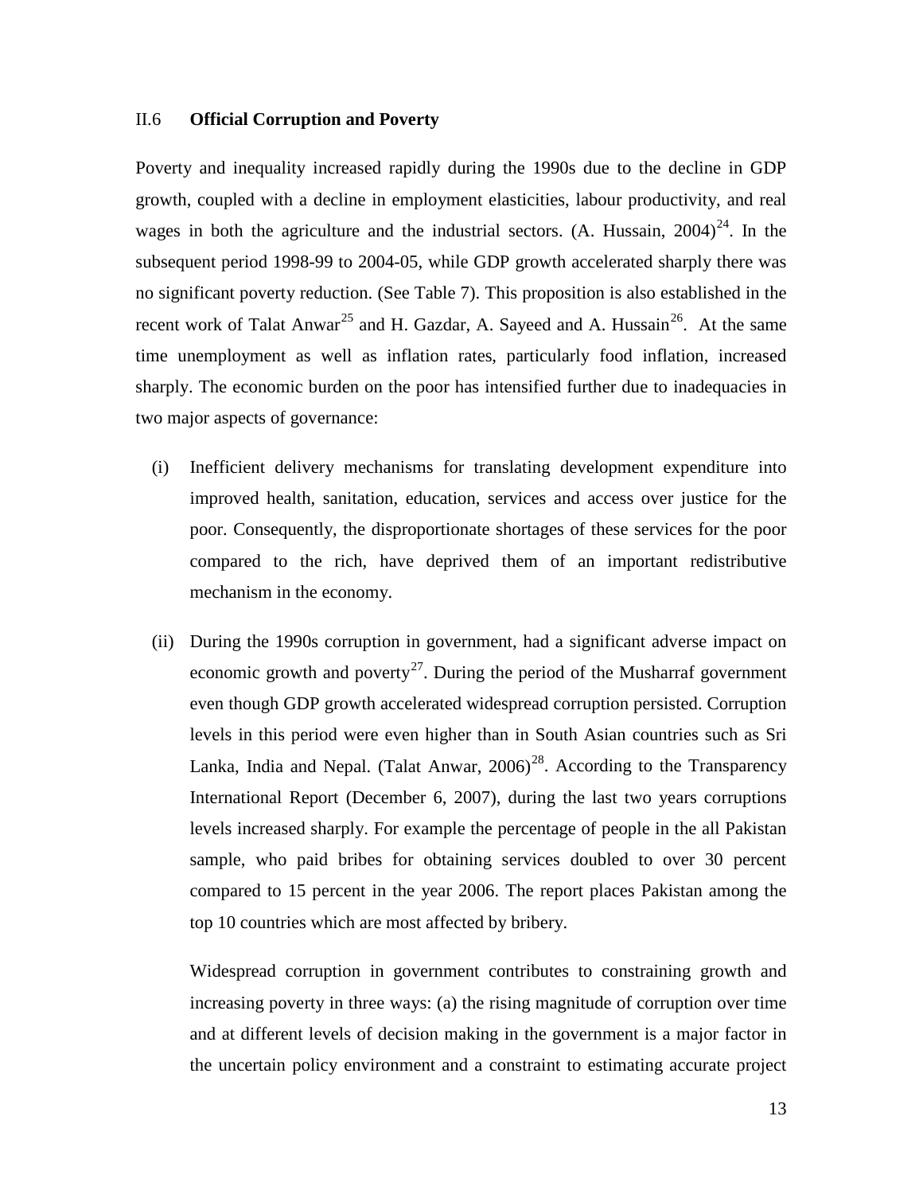## II.6 **Official Corruption and Poverty**

Poverty and inequality increased rapidly during the 1990s due to the decline in GDP growth, coupled with a decline in employment elasticities, labour productivity, and real wages in both the agriculture and the industrial sectors. (A. Hussain, 2004)[24]. In the subsequent period 1998-99 to 2004-05, while GDP growth accelerated sharply there was no significant poverty reduction. (See Table 7). This proposition is also established in the recent work of Talat Anwar[25] and H. Gazdar, A. Sayeed and A. Hussain[26]. At the same time unemployment as well as inflation rates, particularly food inflation, increased sharply. The economic burden on the poor has intensified further due to inadequacies in two major aspects of governance:

(i) Inefficient delivery mechanisms for translating development expenditure into improved health, sanitation, education, services and access over justice for the poor. Consequently, the disproportionate shortages of these services for the poor compared to the rich, have deprived them of an important redistributive mechanism in the economy.

(ii) During the 1990s corruption in government, had a significant adverse impact on economic growth and poverty[27]. During the period of the Musharraf government even though GDP growth accelerated widespread corruption persisted. Corruption levels in this period were even higher than in South Asian countries such as Sri Lanka, India and Nepal. (Talat Anwar, 2006)[28]. According to the Transparency International Report (December 6, 2007), during the last two years corruptions levels increased sharply. For example the percentage of people in the all Pakistan sample, who paid bribes for obtaining services doubled to over 30 percent compared to 15 percent in the year 2006. The report places Pakistan among the top 10 countries which are most affected by bribery.

    Widespread corruption in government contributes to constraining growth and increasing poverty in three ways: (a) the rising magnitude of corruption over time and at different levels of decision making in the government is a major factor in the uncertain policy environment and a constraint to estimating accurate project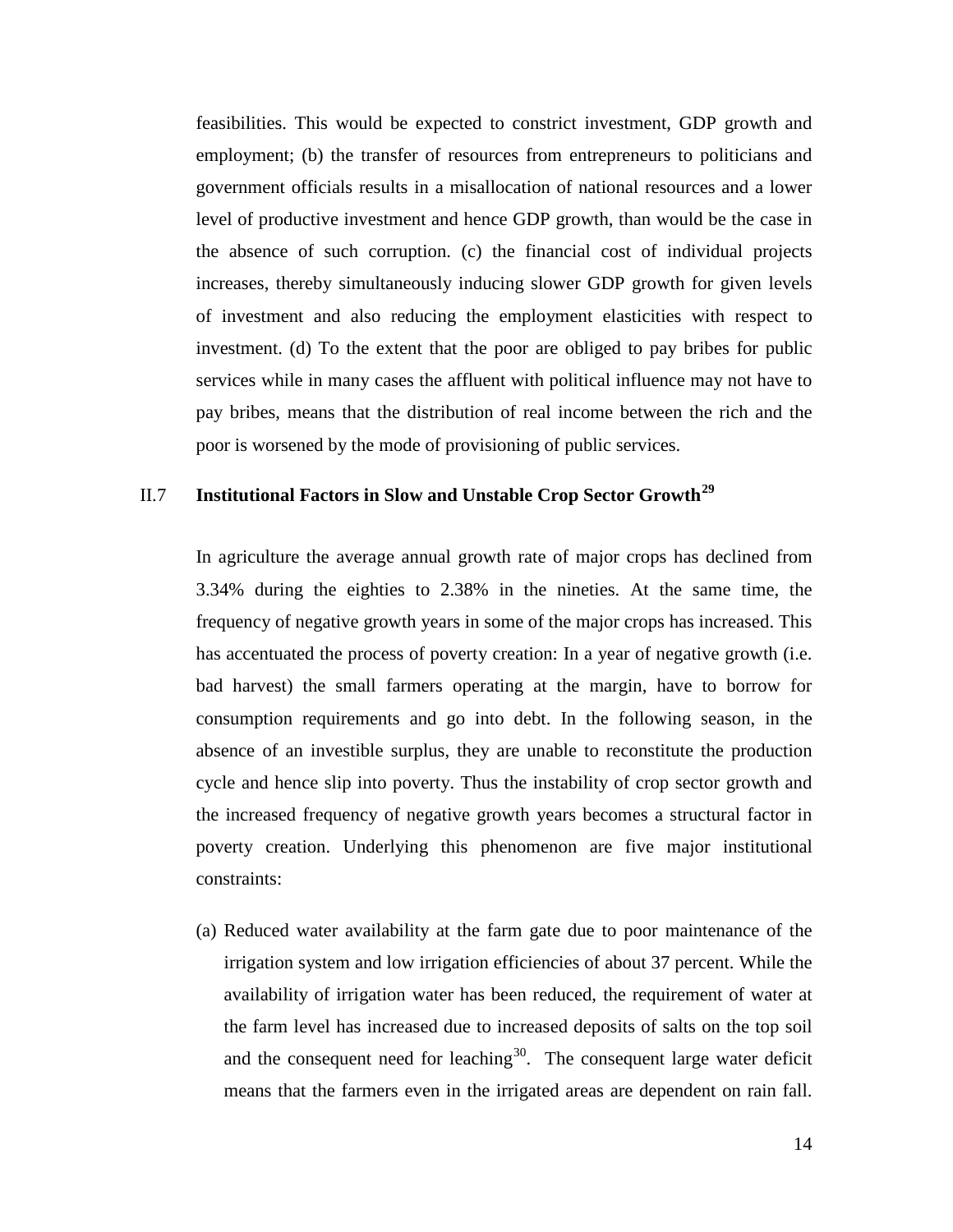feasibilities. This would be expected to constrict investment, GDP growth and employment; (b) the transfer of resources from entrepreneurs to politicians and government officials results in a misallocation of national resources and a lower level of productive investment and hence GDP growth, than would be the case in the absence of such corruption. (c) the financial cost of individual projects increases, thereby simultaneously inducing slower GDP growth for given levels of investment and also reducing the employment elasticities with respect to investment. (d) To the extent that the poor are obliged to pay bribes for public services while in many cases the affluent with political influence may not have to pay bribes, means that the distribution of real income between the rich and the poor is worsened by the mode of provisioning of public services.

## II.7 Institutional Factors in Slow and Unstable Crop Sector Growth[29]

In agriculture the average annual growth rate of major crops has declined from 3.34% during the eighties to 2.38% in the nineties. At the same time, the frequency of negative growth years in some of the major crops has increased. This has accentuated the process of poverty creation: In a year of negative growth (i.e. bad harvest) the small farmers operating at the margin, have to borrow for consumption requirements and go into debt. In the following season, in the absence of an investible surplus, they are unable to reconstitute the production cycle and hence slip into poverty. Thus the instability of crop sector growth and the increased frequency of negative growth years becomes a structural factor in poverty creation. Underlying this phenomenon are five major institutional constraints:

(a) Reduced water availability at the farm gate due to poor maintenance of the irrigation system and low irrigation efficiencies of about 37 percent. While the availability of irrigation water has been reduced, the requirement of water at the farm level has increased due to increased deposits of salts on the top soil and the consequent need for leaching[30]. The consequent large water deficit means that the farmers even in the irrigated areas are dependent on rain fall.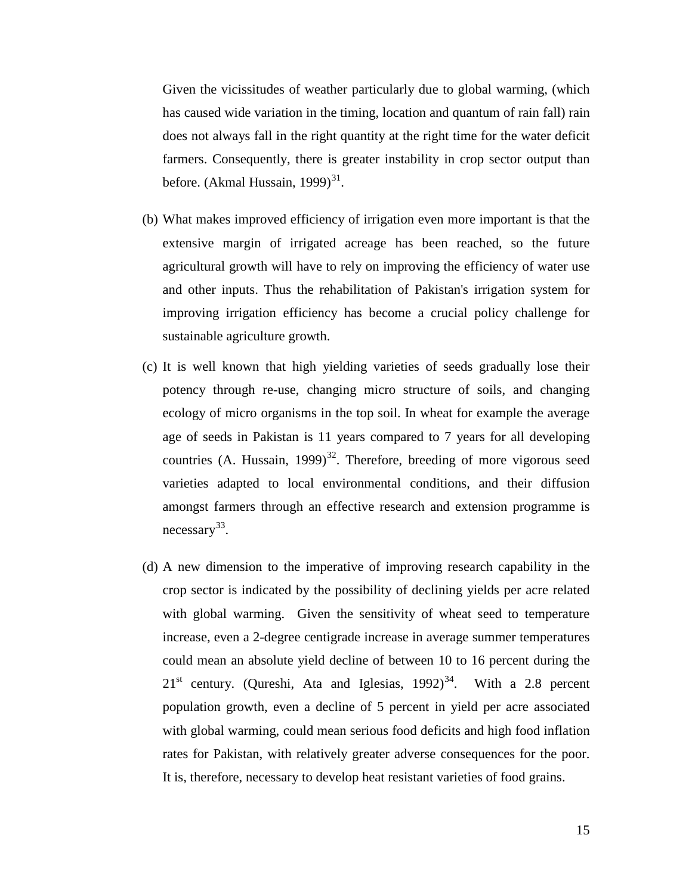Given the vicissitudes of weather particularly due to global warming, (which has caused wide variation in the timing, location and quantum of rain fall) rain does not always fall in the right quantity at the right time for the water deficit farmers. Consequently, there is greater instability in crop sector output than before. (Akmal Hussain, 1999)[31].

(b) What makes improved efficiency of irrigation even more important is that the extensive margin of irrigated acreage has been reached, so the future agricultural growth will have to rely on improving the efficiency of water use and other inputs. Thus the rehabilitation of Pakistan's irrigation system for improving irrigation efficiency has become a crucial policy challenge for sustainable agriculture growth.

(c) It is well known that high yielding varieties of seeds gradually lose their potency through re-use, changing micro structure of soils, and changing ecology of micro organisms in the top soil. In wheat for example the average age of seeds in Pakistan is 11 years compared to 7 years for all developing countries (A. Hussain, 1999)[32]. Therefore, breeding of more vigorous seed varieties adapted to local environmental conditions, and their diffusion amongst farmers through an effective research and extension programme is necessary[33].

(d) A new dimension to the imperative of improving research capability in the crop sector is indicated by the possibility of declining yields per acre related with global warming. Given the sensitivity of wheat seed to temperature increase, even a 2-degree centigrade increase in average summer temperatures could mean an absolute yield decline of between 10 to 16 percent during the 21st century. (Qureshi, Ata and Iglesias, 1992)[34]. With a 2.8 percent population growth, even a decline of 5 percent in yield per acre associated with global warming, could mean serious food deficits and high food inflation rates for Pakistan, with relatively greater adverse consequences for the poor. It is, therefore, necessary to develop heat resistant varieties of food grains.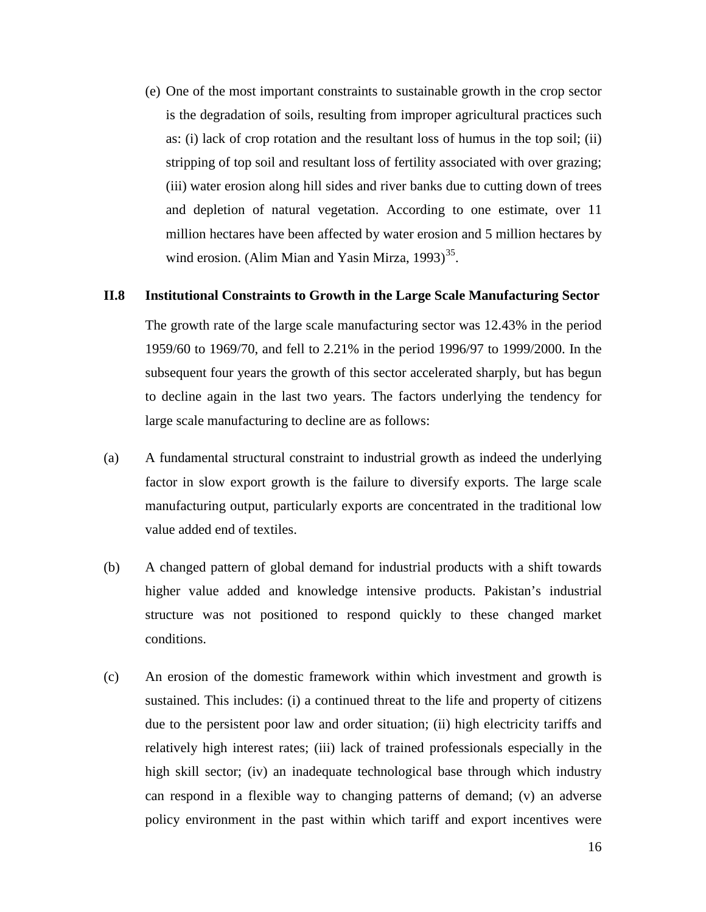(e) One of the most important constraints to sustainable growth in the crop sector is the degradation of soils, resulting from improper agricultural practices such as: (i) lack of crop rotation and the resultant loss of humus in the top soil; (ii) stripping of top soil and resultant loss of fertility associated with over grazing; (iii) water erosion along hill sides and river banks due to cutting down of trees and depletion of natural vegetation. According to one estimate, over 11 million hectares have been affected by water erosion and 5 million hectares by wind erosion. (Alim Mian and Yasin Mirza, 1993)[35].

## II.8 Institutional Constraints to Growth in the Large Scale Manufacturing Sector

The growth rate of the large scale manufacturing sector was 12.43% in the period 1959/60 to 1969/70, and fell to 2.21% in the period 1996/97 to 1999/2000. In the subsequent four years the growth of this sector accelerated sharply, but has begun to decline again in the last two years. The factors underlying the tendency for large scale manufacturing to decline are as follows:

(a) A fundamental structural constraint to industrial growth as indeed the underlying factor in slow export growth is the failure to diversify exports. The large scale manufacturing output, particularly exports are concentrated in the traditional low value added end of textiles.

(b) A changed pattern of global demand for industrial products with a shift towards higher value added and knowledge intensive products. Pakistan's industrial structure was not positioned to respond quickly to these changed market conditions.

(c) An erosion of the domestic framework within which investment and growth is sustained. This includes: (i) a continued threat to the life and property of citizens due to the persistent poor law and order situation; (ii) high electricity tariffs and relatively high interest rates; (iii) lack of trained professionals especially in the high skill sector; (iv) an inadequate technological base through which industry can respond in a flexible way to changing patterns of demand; (v) an adverse policy environment in the past within which tariff and export incentives were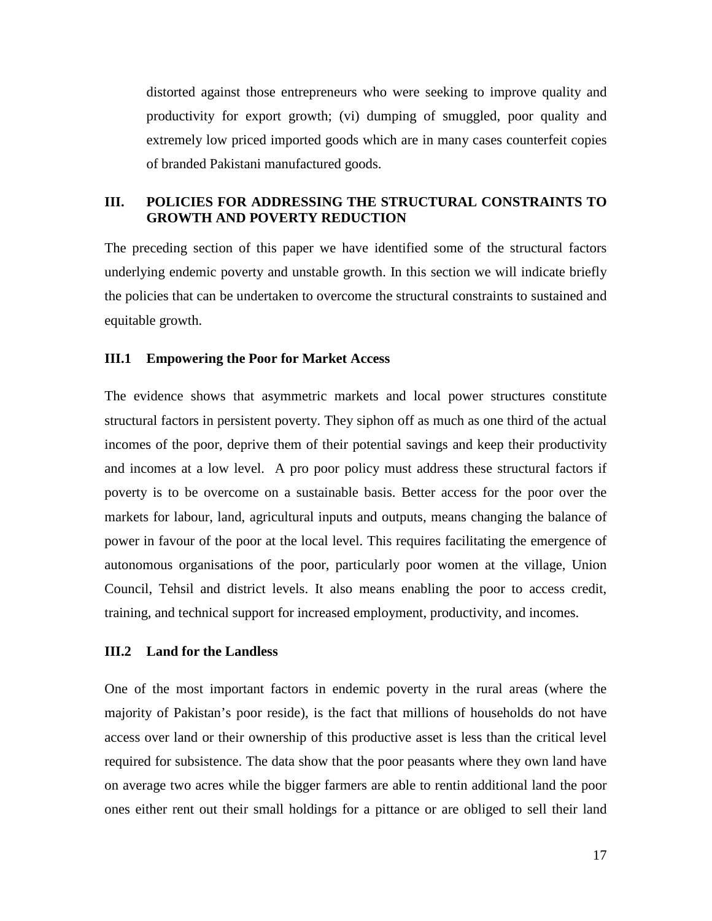distorted against those entrepreneurs who were seeking to improve quality and productivity for export growth; (vi) dumping of smuggled, poor quality and extremely low priced imported goods which are in many cases counterfeit copies of branded Pakistani manufactured goods.

## III. POLICIES FOR ADDRESSING THE STRUCTURAL CONSTRAINTS TO GROWTH AND POVERTY REDUCTION

The preceding section of this paper we have identified some of the structural factors underlying endemic poverty and unstable growth. In this section we will indicate briefly the policies that can be undertaken to overcome the structural constraints to sustained and equitable growth.

### III.1 Empowering the Poor for Market Access

The evidence shows that asymmetric markets and local power structures constitute structural factors in persistent poverty. They siphon off as much as one third of the actual incomes of the poor, deprive them of their potential savings and keep their productivity and incomes at a low level. A pro poor policy must address these structural factors if poverty is to be overcome on a sustainable basis. Better access for the poor over the markets for labour, land, agricultural inputs and outputs, means changing the balance of power in favour of the poor at the local level. This requires facilitating the emergence of autonomous organisations of the poor, particularly poor women at the village, Union Council, Tehsil and district levels. It also means enabling the poor to access credit, training, and technical support for increased employment, productivity, and incomes.

### III.2 Land for the Landless

One of the most important factors in endemic poverty in the rural areas (where the majority of Pakistan's poor reside), is the fact that millions of households do not have access over land or their ownership of this productive asset is less than the critical level required for subsistence. The data show that the poor peasants where they own land have on average two acres while the bigger farmers are able to rentin additional land the poor ones either rent out their small holdings for a pittance or are obliged to sell their land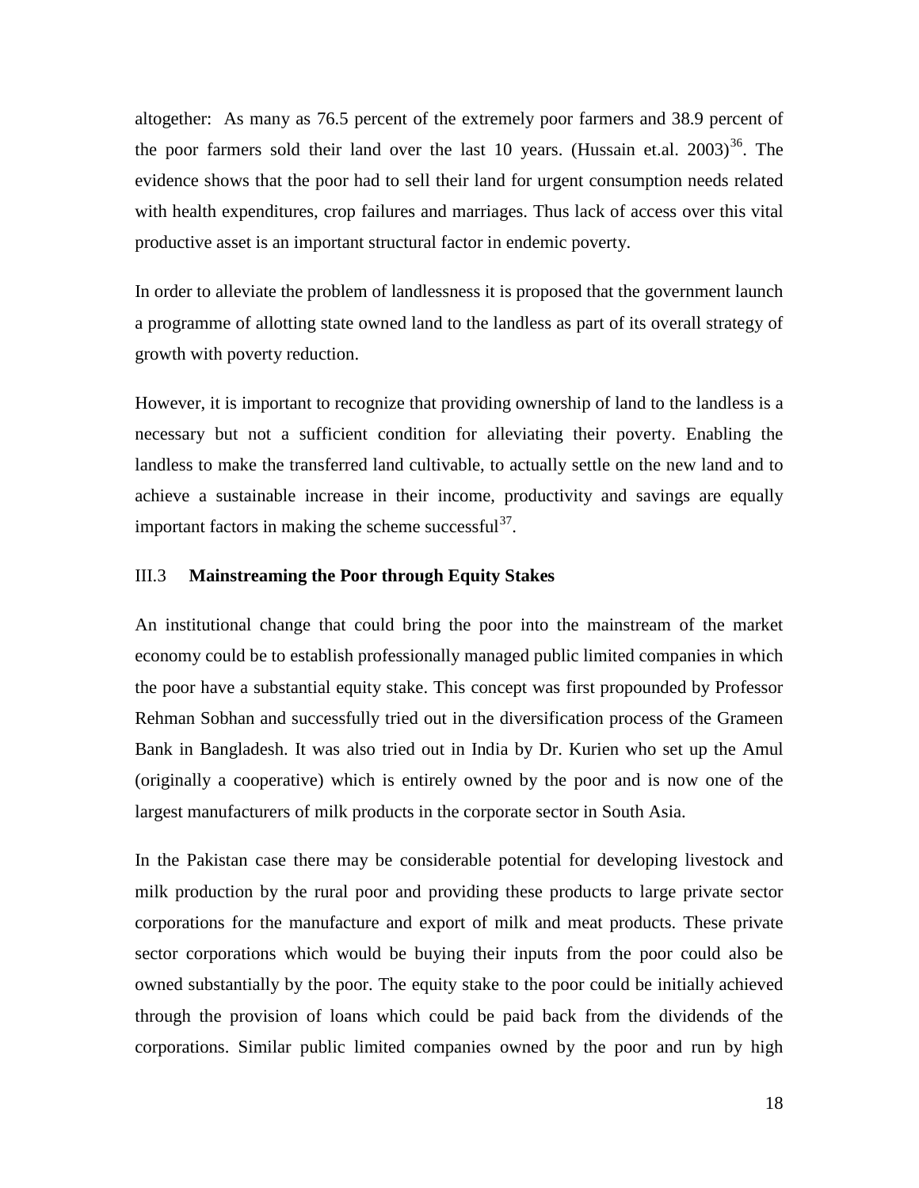altogether: As many as 76.5 percent of the extremely poor farmers and 38.9 percent of the poor farmers sold their land over the last 10 years. (Hussain et.al. 2003)[36]. The evidence shows that the poor had to sell their land for urgent consumption needs related with health expenditures, crop failures and marriages. Thus lack of access over this vital productive asset is an important structural factor in endemic poverty.

In order to alleviate the problem of landlessness it is proposed that the government launch a programme of allotting state owned land to the landless as part of its overall strategy of growth with poverty reduction.

However, it is important to recognize that providing ownership of land to the landless is a necessary but not a sufficient condition for alleviating their poverty. Enabling the landless to make the transferred land cultivable, to actually settle on the new land and to achieve a sustainable increase in their income, productivity and savings are equally important factors in making the scheme successful[37].

### III.3 Mainstreaming the Poor through Equity Stakes

An institutional change that could bring the poor into the mainstream of the market economy could be to establish professionally managed public limited companies in which the poor have a substantial equity stake. This concept was first propounded by Professor Rehman Sobhan and successfully tried out in the diversification process of the Grameen Bank in Bangladesh. It was also tried out in India by Dr. Kurien who set up the Amul (originally a cooperative) which is entirely owned by the poor and is now one of the largest manufacturers of milk products in the corporate sector in South Asia.

In the Pakistan case there may be considerable potential for developing livestock and milk production by the rural poor and providing these products to large private sector corporations for the manufacture and export of milk and meat products. These private sector corporations which would be buying their inputs from the poor could also be owned substantially by the poor. The equity stake to the poor could be initially achieved through the provision of loans which could be paid back from the dividends of the corporations. Similar public limited companies owned by the poor and run by high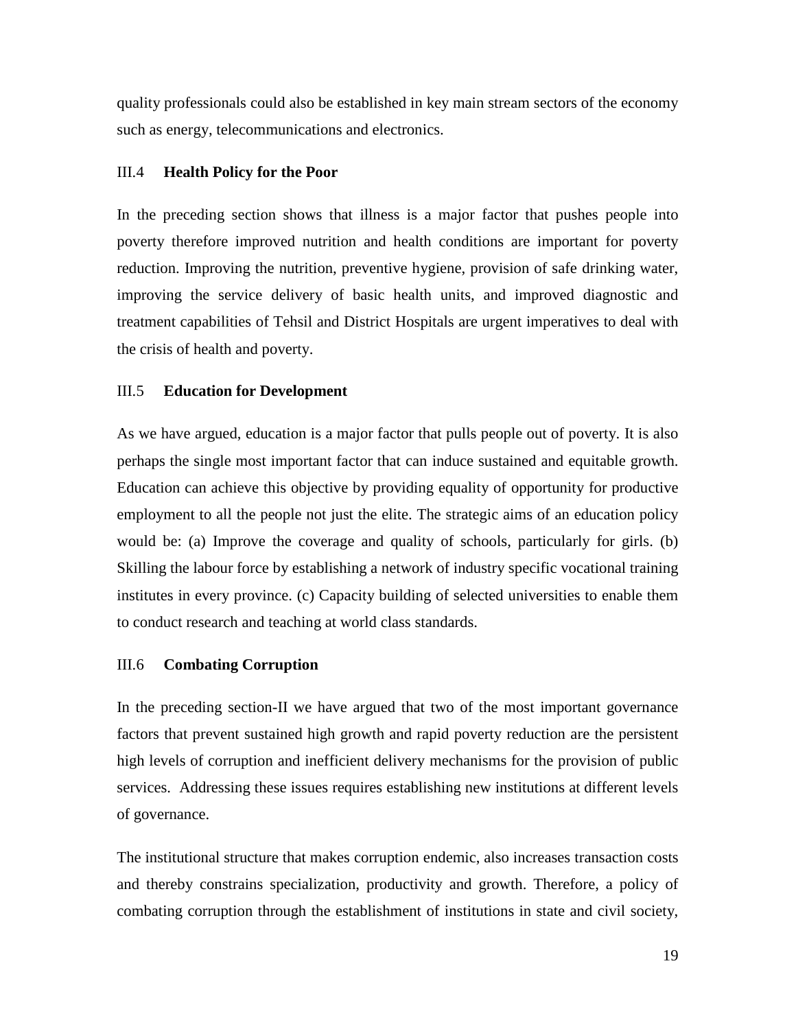quality professionals could also be established in key main stream sectors of the economy such as energy, telecommunications and electronics.

### III.4 **Health Policy for the Poor**

In the preceding section shows that illness is a major factor that pushes people into poverty therefore improved nutrition and health conditions are important for poverty reduction. Improving the nutrition, preventive hygiene, provision of safe drinking water, improving the service delivery of basic health units, and improved diagnostic and treatment capabilities of Tehsil and District Hospitals are urgent imperatives to deal with the crisis of health and poverty.

### III.5 **Education for Development**

As we have argued, education is a major factor that pulls people out of poverty. It is also perhaps the single most important factor that can induce sustained and equitable growth. Education can achieve this objective by providing equality of opportunity for productive employment to all the people not just the elite. The strategic aims of an education policy would be: (a) Improve the coverage and quality of schools, particularly for girls. (b) Skilling the labour force by establishing a network of industry specific vocational training institutes in every province. (c) Capacity building of selected universities to enable them to conduct research and teaching at world class standards.

### III.6 **Combating Corruption**

In the preceding section-II we have argued that two of the most important governance factors that prevent sustained high growth and rapid poverty reduction are the persistent high levels of corruption and inefficient delivery mechanisms for the provision of public services. Addressing these issues requires establishing new institutions at different levels of governance.

The institutional structure that makes corruption endemic, also increases transaction costs and thereby constrains specialization, productivity and growth. Therefore, a policy of combating corruption through the establishment of institutions in state and civil society,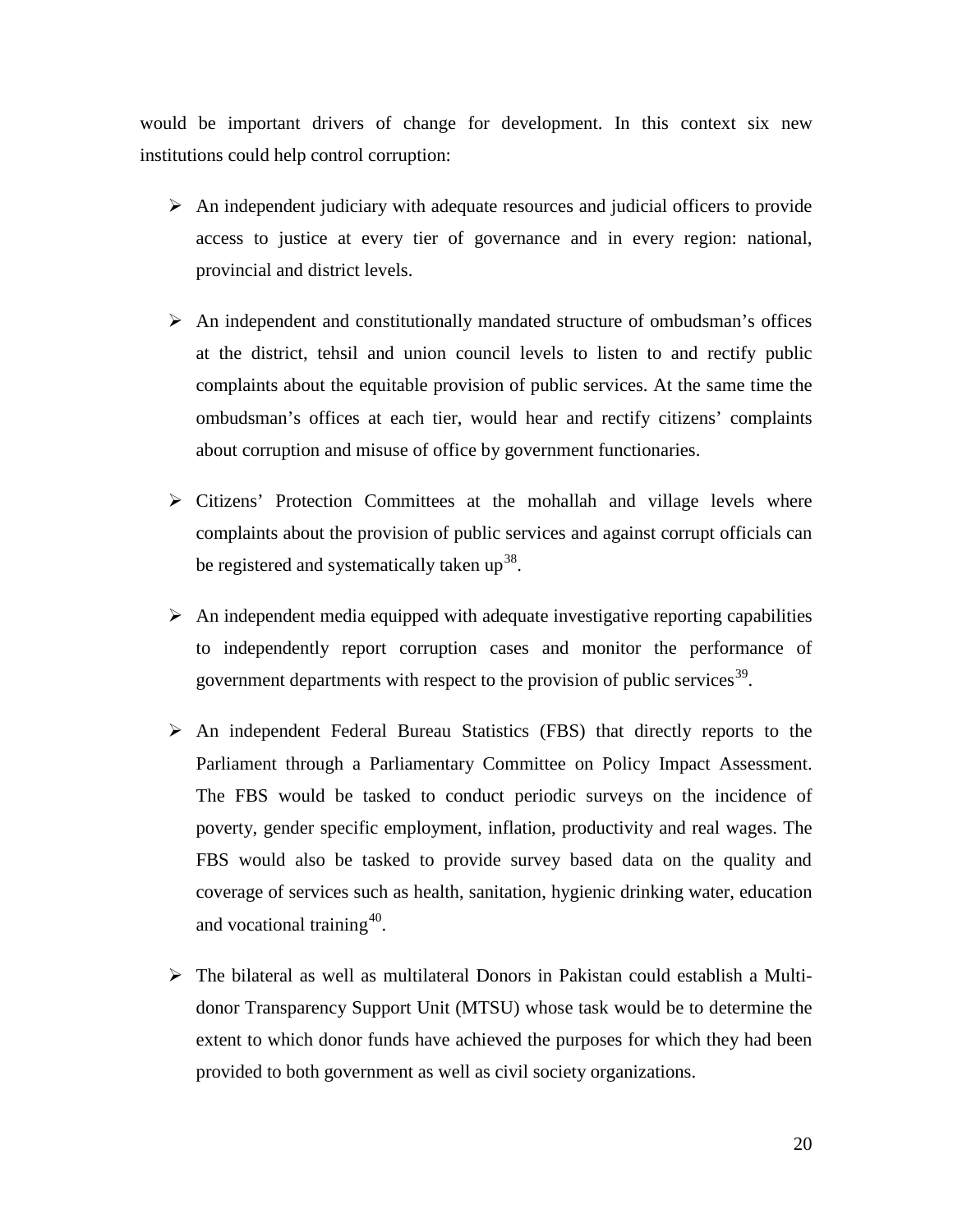would be important drivers of change for development. In this context six new institutions could help control corruption:

- An independent judiciary with adequate resources and judicial officers to provide access to justice at every tier of governance and in every region: national, provincial and district levels.
- An independent and constitutionally mandated structure of ombudsman's offices at the district, tehsil and union council levels to listen to and rectify public complaints about the equitable provision of public services. At the same time the ombudsman's offices at each tier, would hear and rectify citizens' complaints about corruption and misuse of office by government functionaries.
- Citizens' Protection Committees at the mohallah and village levels where complaints about the provision of public services and against corrupt officials can be registered and systematically taken up[38].
- An independent media equipped with adequate investigative reporting capabilities to independently report corruption cases and monitor the performance of government departments with respect to the provision of public services[39].
- An independent Federal Bureau Statistics (FBS) that directly reports to the Parliament through a Parliamentary Committee on Policy Impact Assessment. The FBS would be tasked to conduct periodic surveys on the incidence of poverty, gender specific employment, inflation, productivity and real wages. The FBS would also be tasked to provide survey based data on the quality and coverage of services such as health, sanitation, hygienic drinking water, education and vocational training[40].
- The bilateral as well as multilateral Donors in Pakistan could establish a Multi-donor Transparency Support Unit (MTSU) whose task would be to determine the extent to which donor funds have achieved the purposes for which they had been provided to both government as well as civil society organizations.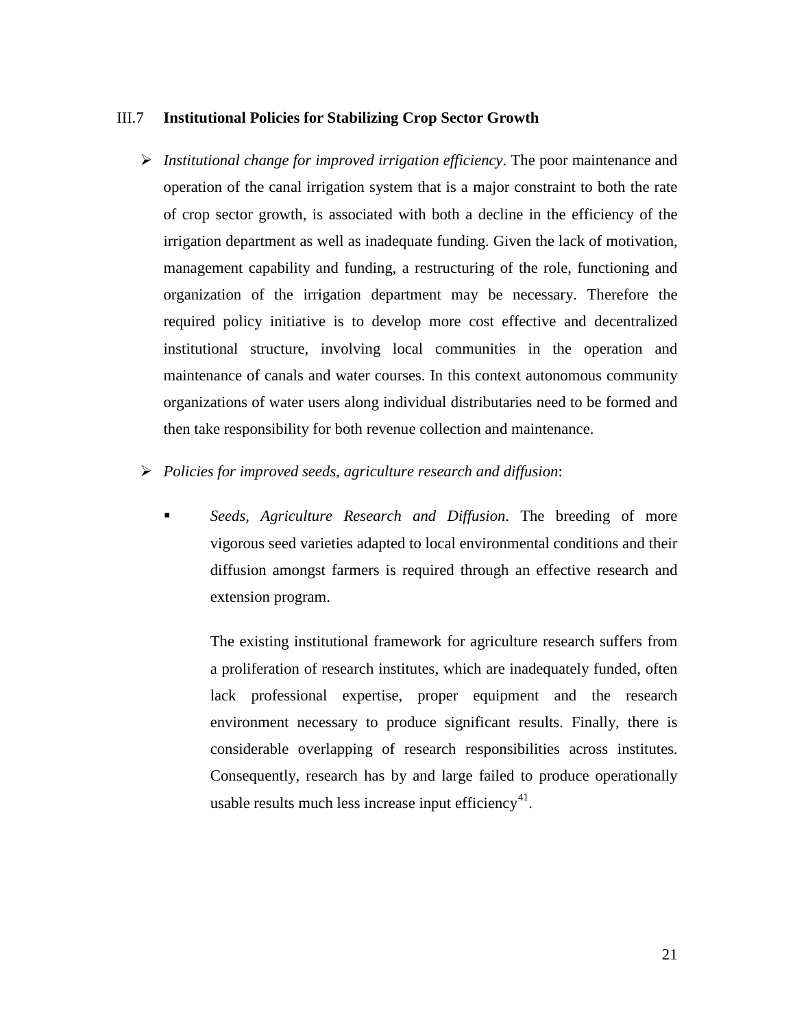### III.7 **Institutional Policies for Stabilizing Crop Sector Growth**

- *Institutional change for improved irrigation efficiency*. The poor maintenance and operation of the canal irrigation system that is a major constraint to both the rate of crop sector growth, is associated with both a decline in the efficiency of the irrigation department as well as inadequate funding. Given the lack of motivation, management capability and funding, a restructuring of the role, functioning and organization of the irrigation department may be necessary. Therefore the required policy initiative is to develop more cost effective and decentralized institutional structure, involving local communities in the operation and maintenance of canals and water courses. In this context autonomous community organizations of water users along individual distributaries need to be formed and then take responsibility for both revenue collection and maintenance.

- *Policies for improved seeds, agriculture research and diffusion*:

  - *Seeds, Agriculture Research and Diffusion*. The breeding of more vigorous seed varieties adapted to local environmental conditions and their diffusion amongst farmers is required through an effective research and extension program.

    The existing institutional framework for agriculture research suffers from a proliferation of research institutes, which are inadequately funded, often lack professional expertise, proper equipment and the research environment necessary to produce significant results. Finally, there is considerable overlapping of research responsibilities across institutes. Consequently, research has by and large failed to produce operationally usable results much less increase input efficiency[41].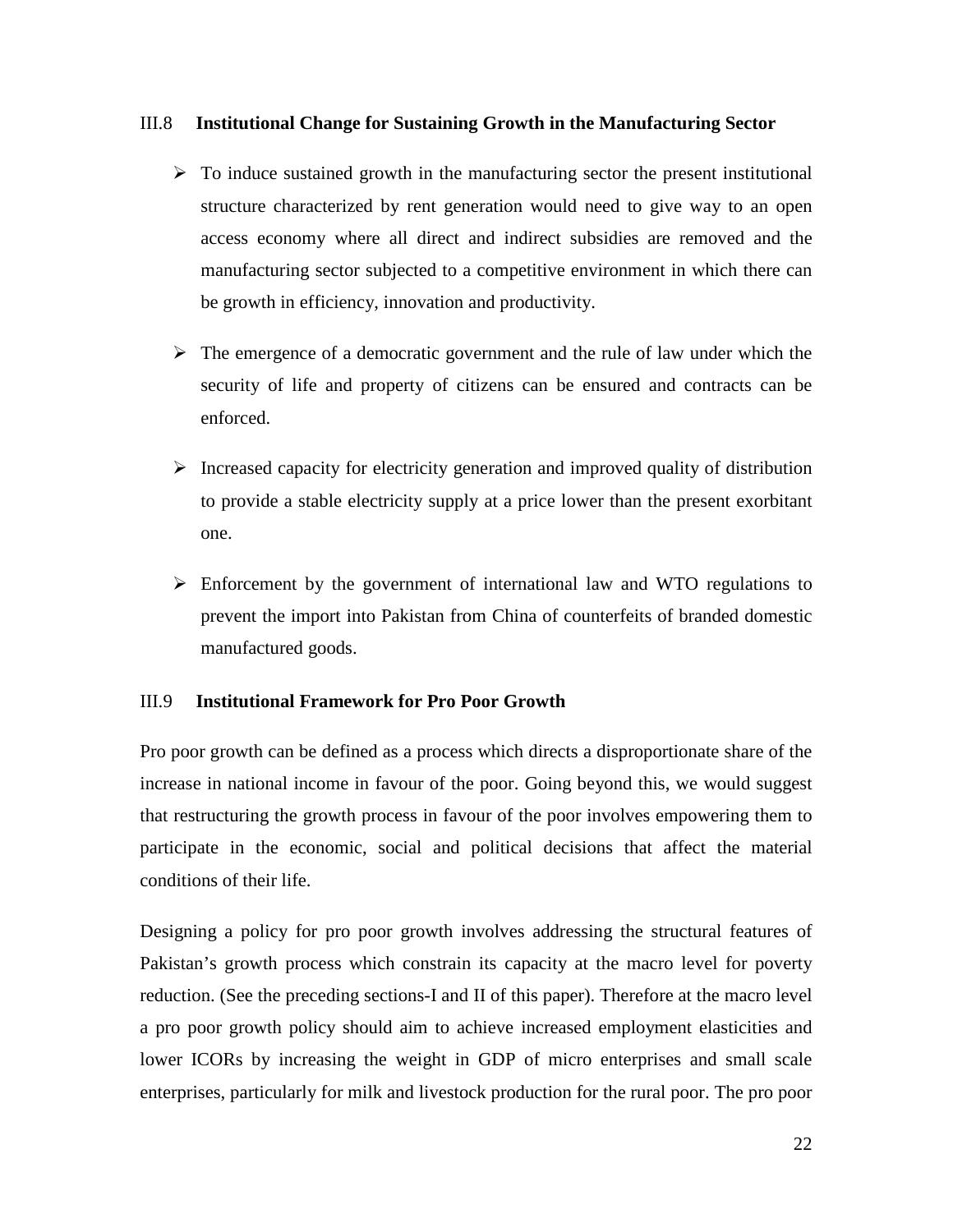### III.8 Institutional Change for Sustaining Growth in the Manufacturing Sector

- To induce sustained growth in the manufacturing sector the present institutional structure characterized by rent generation would need to give way to an open access economy where all direct and indirect subsidies are removed and the manufacturing sector subjected to a competitive environment in which there can be growth in efficiency, innovation and productivity.
- The emergence of a democratic government and the rule of law under which the security of life and property of citizens can be ensured and contracts can be enforced.
- Increased capacity for electricity generation and improved quality of distribution to provide a stable electricity supply at a price lower than the present exorbitant one.
- Enforcement by the government of international law and WTO regulations to prevent the import into Pakistan from China of counterfeits of branded domestic manufactured goods.

### III.9 Institutional Framework for Pro Poor Growth

Pro poor growth can be defined as a process which directs a disproportionate share of the increase in national income in favour of the poor. Going beyond this, we would suggest that restructuring the growth process in favour of the poor involves empowering them to participate in the economic, social and political decisions that affect the material conditions of their life.

Designing a policy for pro poor growth involves addressing the structural features of Pakistan's growth process which constrain its capacity at the macro level for poverty reduction. (See the preceding sections-I and II of this paper). Therefore at the macro level a pro poor growth policy should aim to achieve increased employment elasticities and lower ICORs by increasing the weight in GDP of micro enterprises and small scale enterprises, particularly for milk and livestock production for the rural poor. The pro poor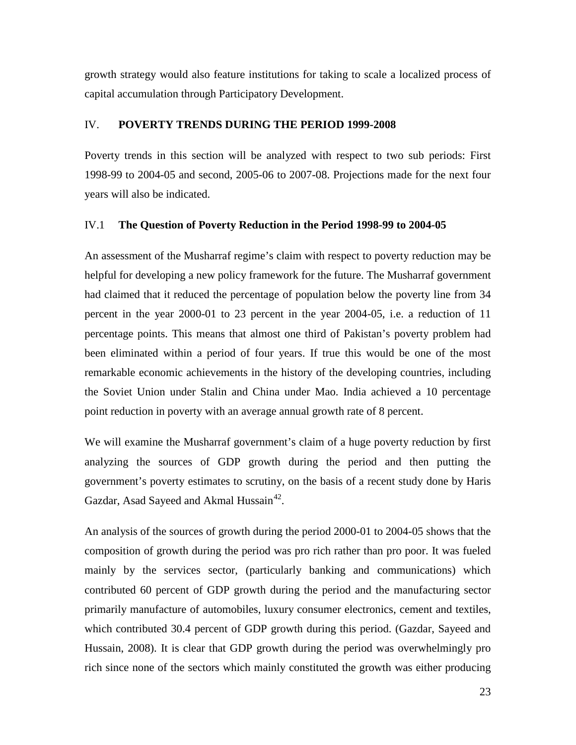growth strategy would also feature institutions for taking to scale a localized process of capital accumulation through Participatory Development.

## IV. POVERTY TRENDS DURING THE PERIOD 1999-2008

Poverty trends in this section will be analyzed with respect to two sub periods: First 1998-99 to 2004-05 and second, 2005-06 to 2007-08. Projections made for the next four years will also be indicated.

### IV.1 The Question of Poverty Reduction in the Period 1998-99 to 2004-05

An assessment of the Musharraf regime's claim with respect to poverty reduction may be helpful for developing a new policy framework for the future. The Musharraf government had claimed that it reduced the percentage of population below the poverty line from 34 percent in the year 2000-01 to 23 percent in the year 2004-05, i.e. a reduction of 11 percentage points. This means that almost one third of Pakistan's poverty problem had been eliminated within a period of four years. If true this would be one of the most remarkable economic achievements in the history of the developing countries, including the Soviet Union under Stalin and China under Mao. India achieved a 10 percentage point reduction in poverty with an average annual growth rate of 8 percent.

We will examine the Musharraf government's claim of a huge poverty reduction by first analyzing the sources of GDP growth during the period and then putting the government's poverty estimates to scrutiny, on the basis of a recent study done by Haris Gazdar, Asad Sayeed and Akmal Hussain[42].

An analysis of the sources of growth during the period 2000-01 to 2004-05 shows that the composition of growth during the period was pro rich rather than pro poor. It was fueled mainly by the services sector, (particularly banking and communications) which contributed 60 percent of GDP growth during the period and the manufacturing sector primarily manufacture of automobiles, luxury consumer electronics, cement and textiles, which contributed 30.4 percent of GDP growth during this period. (Gazdar, Sayeed and Hussain, 2008). It is clear that GDP growth during the period was overwhelmingly pro rich since none of the sectors which mainly constituted the growth was either producing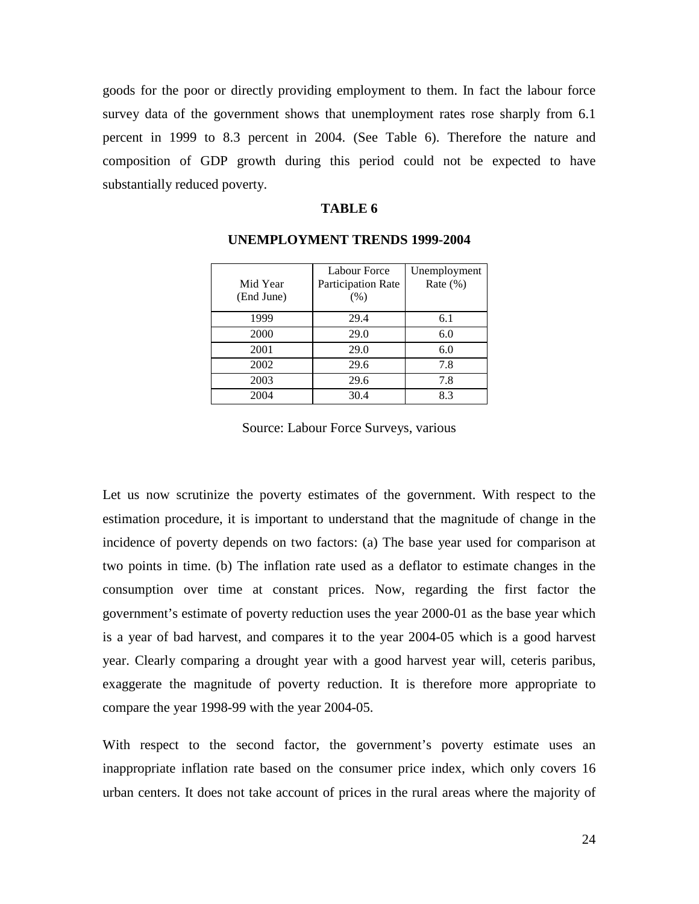goods for the poor or directly providing employment to them. In fact the labour force survey data of the government shows that unemployment rates rose sharply from 6.1 percent in 1999 to 8.3 percent in 2004. (See Table 6). Therefore the nature and composition of GDP growth during this period could not be expected to have substantially reduced poverty.

**TABLE 6**

**UNEMPLOYMENT TRENDS 1999-2004**

| Mid Year (End June) | Labour Force Participation Rate (%) | Unemployment Rate (%) |
|---|---|---|
| 1999 | 29.4 | 6.1 |
| 2000 | 29.0 | 6.0 |
| 2001 | 29.0 | 6.0 |
| 2002 | 29.6 | 7.8 |
| 2003 | 29.6 | 7.8 |
| 2004 | 30.4 | 8.3 |

Source: Labour Force Surveys, various

Let us now scrutinize the poverty estimates of the government. With respect to the estimation procedure, it is important to understand that the magnitude of change in the incidence of poverty depends on two factors: (a) The base year used for comparison at two points in time. (b) The inflation rate used as a deflator to estimate changes in the consumption over time at constant prices. Now, regarding the first factor the government's estimate of poverty reduction uses the year 2000-01 as the base year which is a year of bad harvest, and compares it to the year 2004-05 which is a good harvest year. Clearly comparing a drought year with a good harvest year will, ceteris paribus, exaggerate the magnitude of poverty reduction. It is therefore more appropriate to compare the year 1998-99 with the year 2004-05.

With respect to the second factor, the government's poverty estimate uses an inappropriate inflation rate based on the consumer price index, which only covers 16 urban centers. It does not take account of prices in the rural areas where the majority of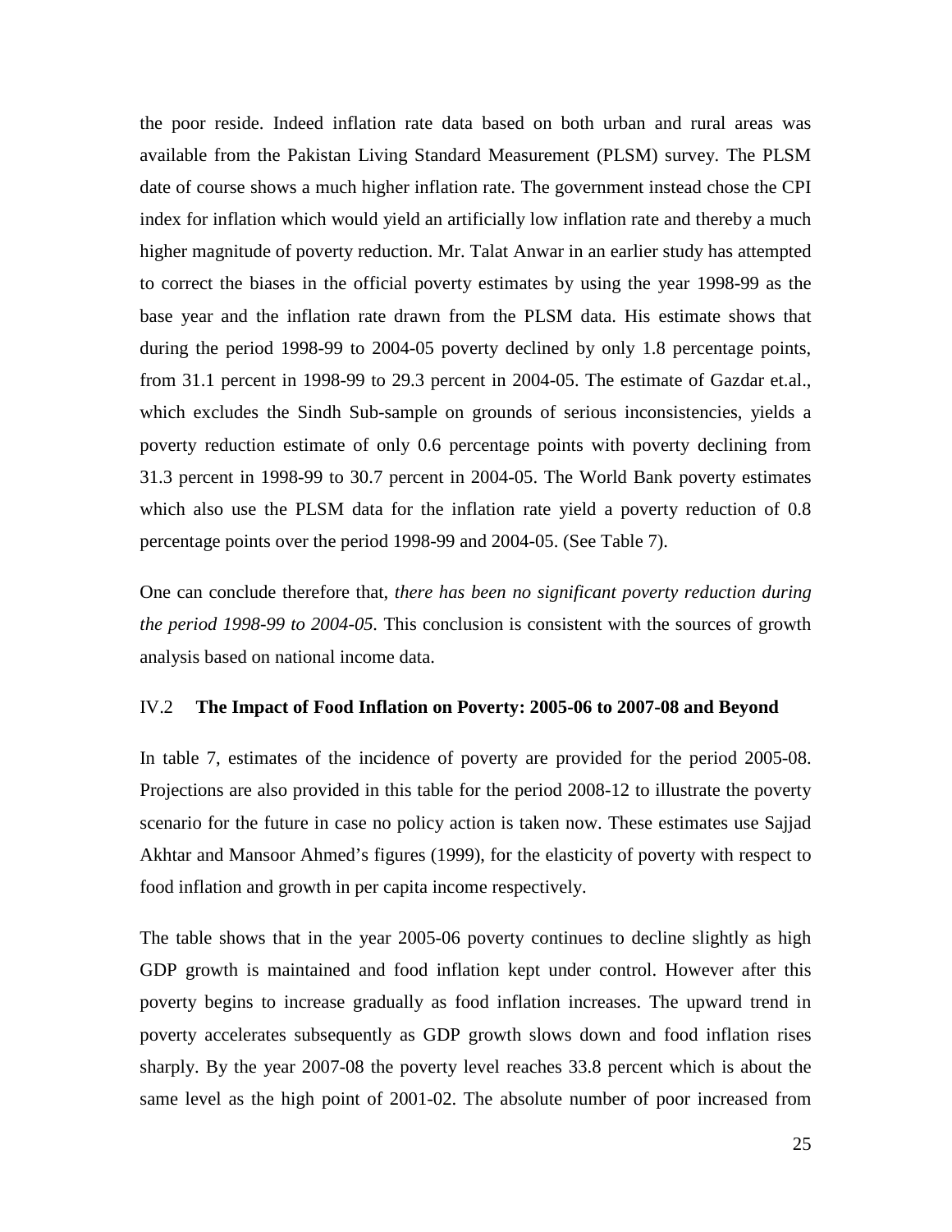the poor reside. Indeed inflation rate data based on both urban and rural areas was available from the Pakistan Living Standard Measurement (PLSM) survey. The PLSM date of course shows a much higher inflation rate. The government instead chose the CPI index for inflation which would yield an artificially low inflation rate and thereby a much higher magnitude of poverty reduction. Mr. Talat Anwar in an earlier study has attempted to correct the biases in the official poverty estimates by using the year 1998-99 as the base year and the inflation rate drawn from the PLSM data. His estimate shows that during the period 1998-99 to 2004-05 poverty declined by only 1.8 percentage points, from 31.1 percent in 1998-99 to 29.3 percent in 2004-05. The estimate of Gazdar et.al., which excludes the Sindh Sub-sample on grounds of serious inconsistencies, yields a poverty reduction estimate of only 0.6 percentage points with poverty declining from 31.3 percent in 1998-99 to 30.7 percent in 2004-05. The World Bank poverty estimates which also use the PLSM data for the inflation rate yield a poverty reduction of 0.8 percentage points over the period 1998-99 and 2004-05. (See Table 7).

One can conclude therefore that, *there has been no significant poverty reduction during the period 1998-99 to 2004-05.* This conclusion is consistent with the sources of growth analysis based on national income data.

### IV.2 **The Impact of Food Inflation on Poverty: 2005-06 to 2007-08 and Beyond**

In table 7, estimates of the incidence of poverty are provided for the period 2005-08. Projections are also provided in this table for the period 2008-12 to illustrate the poverty scenario for the future in case no policy action is taken now. These estimates use Sajjad Akhtar and Mansoor Ahmed's figures (1999), for the elasticity of poverty with respect to food inflation and growth in per capita income respectively.

The table shows that in the year 2005-06 poverty continues to decline slightly as high GDP growth is maintained and food inflation kept under control. However after this poverty begins to increase gradually as food inflation increases. The upward trend in poverty accelerates subsequently as GDP growth slows down and food inflation rises sharply. By the year 2007-08 the poverty level reaches 33.8 percent which is about the same level as the high point of 2001-02. The absolute number of poor increased from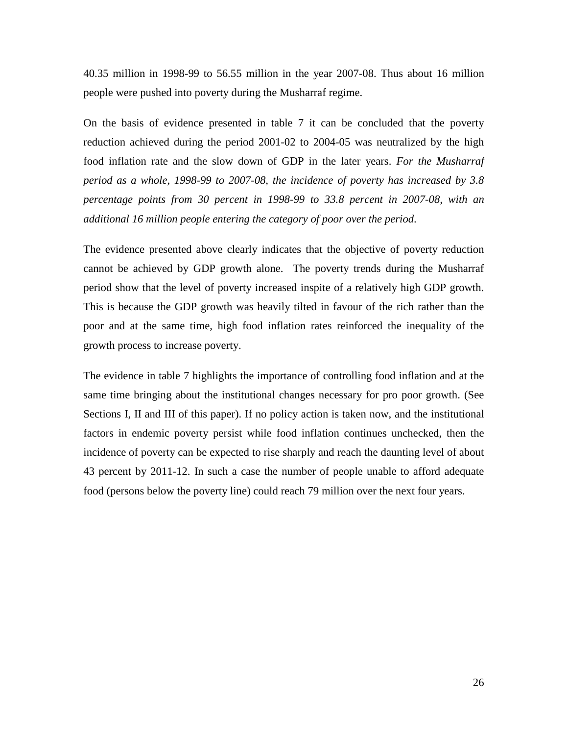40.35 million in 1998-99 to 56.55 million in the year 2007-08. Thus about 16 million people were pushed into poverty during the Musharraf regime.

On the basis of evidence presented in table 7 it can be concluded that the poverty reduction achieved during the period 2001-02 to 2004-05 was neutralized by the high food inflation rate and the slow down of GDP in the later years. *For the Musharraf period as a whole, 1998-99 to 2007-08, the incidence of poverty has increased by 3.8 percentage points from 30 percent in 1998-99 to 33.8 percent in 2007-08, with an additional 16 million people entering the category of poor over the period.*

The evidence presented above clearly indicates that the objective of poverty reduction cannot be achieved by GDP growth alone. The poverty trends during the Musharraf period show that the level of poverty increased inspite of a relatively high GDP growth. This is because the GDP growth was heavily tilted in favour of the rich rather than the poor and at the same time, high food inflation rates reinforced the inequality of the growth process to increase poverty.

The evidence in table 7 highlights the importance of controlling food inflation and at the same time bringing about the institutional changes necessary for pro poor growth. (See Sections I, II and III of this paper). If no policy action is taken now, and the institutional factors in endemic poverty persist while food inflation continues unchecked, then the incidence of poverty can be expected to rise sharply and reach the daunting level of about 43 percent by 2011-12. In such a case the number of people unable to afford adequate food (persons below the poverty line) could reach 79 million over the next four years.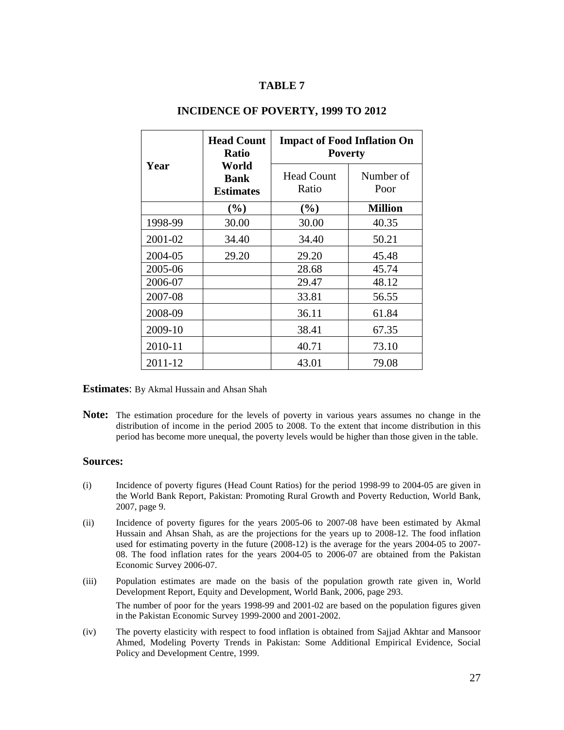# TABLE 7

## INCIDENCE OF POVERTY, 1999 TO 2012

| Year | Head Count Ratio World Bank Estimates | Impact of Food Inflation On Poverty | |
|---|---|---|---|
| | | Head Count Ratio | Number of Poor |
| | **(%)** | **(%)** | **Million** |
| 1998-99 | 30.00 | 30.00 | 40.35 |
| 2001-02 | 34.40 | 34.40 | 50.21 |
| 2004-05 | 29.20 | 29.20 | 45.48 |
| 2005-06 | | 28.68 | 45.74 |
| 2006-07 | | 29.47 | 48.12 |
| 2007-08 | | 33.81 | 56.55 |
| 2008-09 | | 36.11 | 61.84 |
| 2009-10 | | 38.41 | 67.35 |
| 2010-11 | | 40.71 | 73.10 |
| 2011-12 | | 43.01 | 79.08 |

**Estimates**: By Akmal Hussain and Ahsan Shah

**Note:** The estimation procedure for the levels of poverty in various years assumes no change in the distribution of income in the period 2005 to 2008. To the extent that income distribution in this period has become more unequal, the poverty levels would be higher than those given in the table.

### Sources:

(i) Incidence of poverty figures (Head Count Ratios) for the period 1998-99 to 2004-05 are given in the World Bank Report, Pakistan: Promoting Rural Growth and Poverty Reduction, World Bank, 2007, page 9.

(ii) Incidence of poverty figures for the years 2005-06 to 2007-08 have been estimated by Akmal Hussain and Ahsan Shah, as are the projections for the years up to 2008-12. The food inflation used for estimating poverty in the future (2008-12) is the average for the years 2004-05 to 2007-08. The food inflation rates for the years 2004-05 to 2006-07 are obtained from the Pakistan Economic Survey 2006-07.

(iii) Population estimates are made on the basis of the population growth rate given in, World Development Report, Equity and Development, World Bank, 2006, page 293.

The number of poor for the years 1998-99 and 2001-02 are based on the population figures given in the Pakistan Economic Survey 1999-2000 and 2001-2002.

(iv) The poverty elasticity with respect to food inflation is obtained from Sajjad Akhtar and Mansoor Ahmed, Modeling Poverty Trends in Pakistan: Some Additional Empirical Evidence, Social Policy and Development Centre, 1999.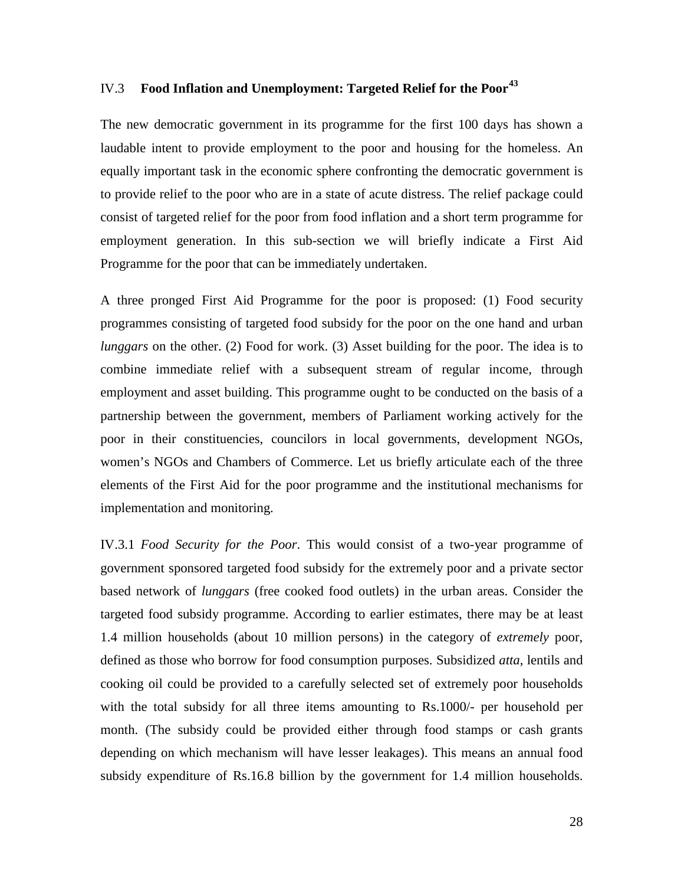## IV.3 **Food Inflation and Unemployment: Targeted Relief for the Poor**[43]

The new democratic government in its programme for the first 100 days has shown a laudable intent to provide employment to the poor and housing for the homeless. An equally important task in the economic sphere confronting the democratic government is to provide relief to the poor who are in a state of acute distress. The relief package could consist of targeted relief for the poor from food inflation and a short term programme for employment generation. In this sub-section we will briefly indicate a First Aid Programme for the poor that can be immediately undertaken.

A three pronged First Aid Programme for the poor is proposed: (1) Food security programmes consisting of targeted food subsidy for the poor on the one hand and urban *lunggars* on the other. (2) Food for work. (3) Asset building for the poor. The idea is to combine immediate relief with a subsequent stream of regular income, through employment and asset building. This programme ought to be conducted on the basis of a partnership between the government, members of Parliament working actively for the poor in their constituencies, councilors in local governments, development NGOs, women's NGOs and Chambers of Commerce. Let us briefly articulate each of the three elements of the First Aid for the poor programme and the institutional mechanisms for implementation and monitoring.

IV.3.1 *Food Security for the Poor*. This would consist of a two-year programme of government sponsored targeted food subsidy for the extremely poor and a private sector based network of *lunggars* (free cooked food outlets) in the urban areas. Consider the targeted food subsidy programme. According to earlier estimates, there may be at least 1.4 million households (about 10 million persons) in the category of *extremely* poor, defined as those who borrow for food consumption purposes. Subsidized *atta*, lentils and cooking oil could be provided to a carefully selected set of extremely poor households with the total subsidy for all three items amounting to Rs.1000/- per household per month. (The subsidy could be provided either through food stamps or cash grants depending on which mechanism will have lesser leakages). This means an annual food subsidy expenditure of Rs.16.8 billion by the government for 1.4 million households.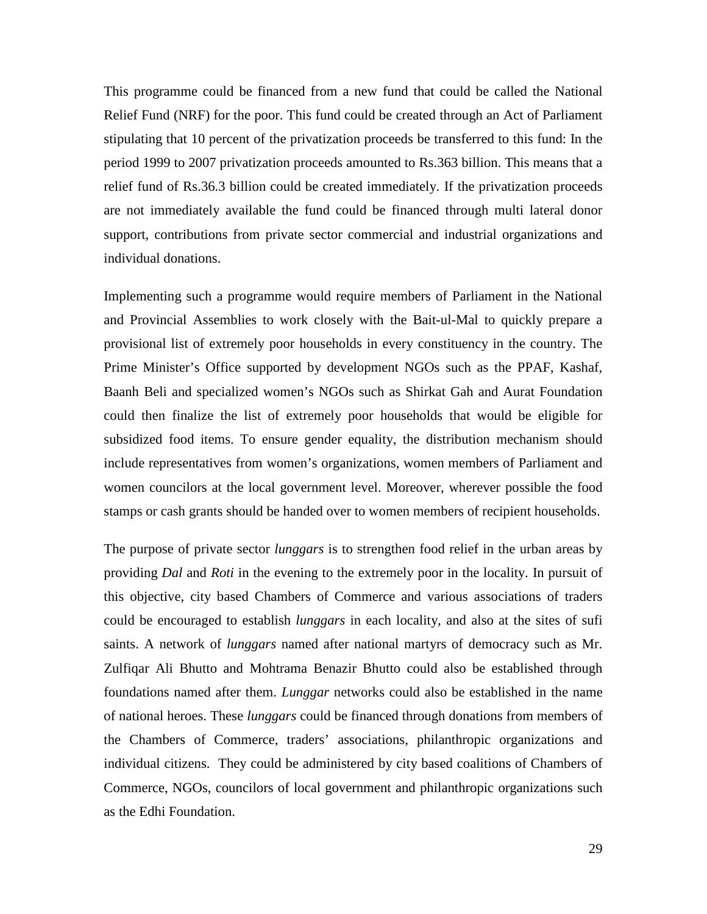This programme could be financed from a new fund that could be called the National Relief Fund (NRF) for the poor. This fund could be created through an Act of Parliament stipulating that 10 percent of the privatization proceeds be transferred to this fund: In the period 1999 to 2007 privatization proceeds amounted to Rs.363 billion. This means that a relief fund of Rs.36.3 billion could be created immediately. If the privatization proceeds are not immediately available the fund could be financed through multi lateral donor support, contributions from private sector commercial and industrial organizations and individual donations.

Implementing such a programme would require members of Parliament in the National and Provincial Assemblies to work closely with the Bait-ul-Mal to quickly prepare a provisional list of extremely poor households in every constituency in the country. The Prime Minister's Office supported by development NGOs such as the PPAF, Kashaf, Baanh Beli and specialized women's NGOs such as Shirkat Gah and Aurat Foundation could then finalize the list of extremely poor households that would be eligible for subsidized food items. To ensure gender equality, the distribution mechanism should include representatives from women's organizations, women members of Parliament and women councilors at the local government level. Moreover, wherever possible the food stamps or cash grants should be handed over to women members of recipient households.

The purpose of private sector *lunggars* is to strengthen food relief in the urban areas by providing *Dal* and *Roti* in the evening to the extremely poor in the locality. In pursuit of this objective, city based Chambers of Commerce and various associations of traders could be encouraged to establish *lunggars* in each locality, and also at the sites of sufi saints. A network of *lunggars* named after national martyrs of democracy such as Mr. Zulfiqar Ali Bhutto and Mohtrama Benazir Bhutto could also be established through foundations named after them. *Lunggar* networks could also be established in the name of national heroes. These *lunggars* could be financed through donations from members of the Chambers of Commerce, traders' associations, philanthropic organizations and individual citizens. They could be administered by city based coalitions of Chambers of Commerce, NGOs, councilors of local government and philanthropic organizations such as the Edhi Foundation.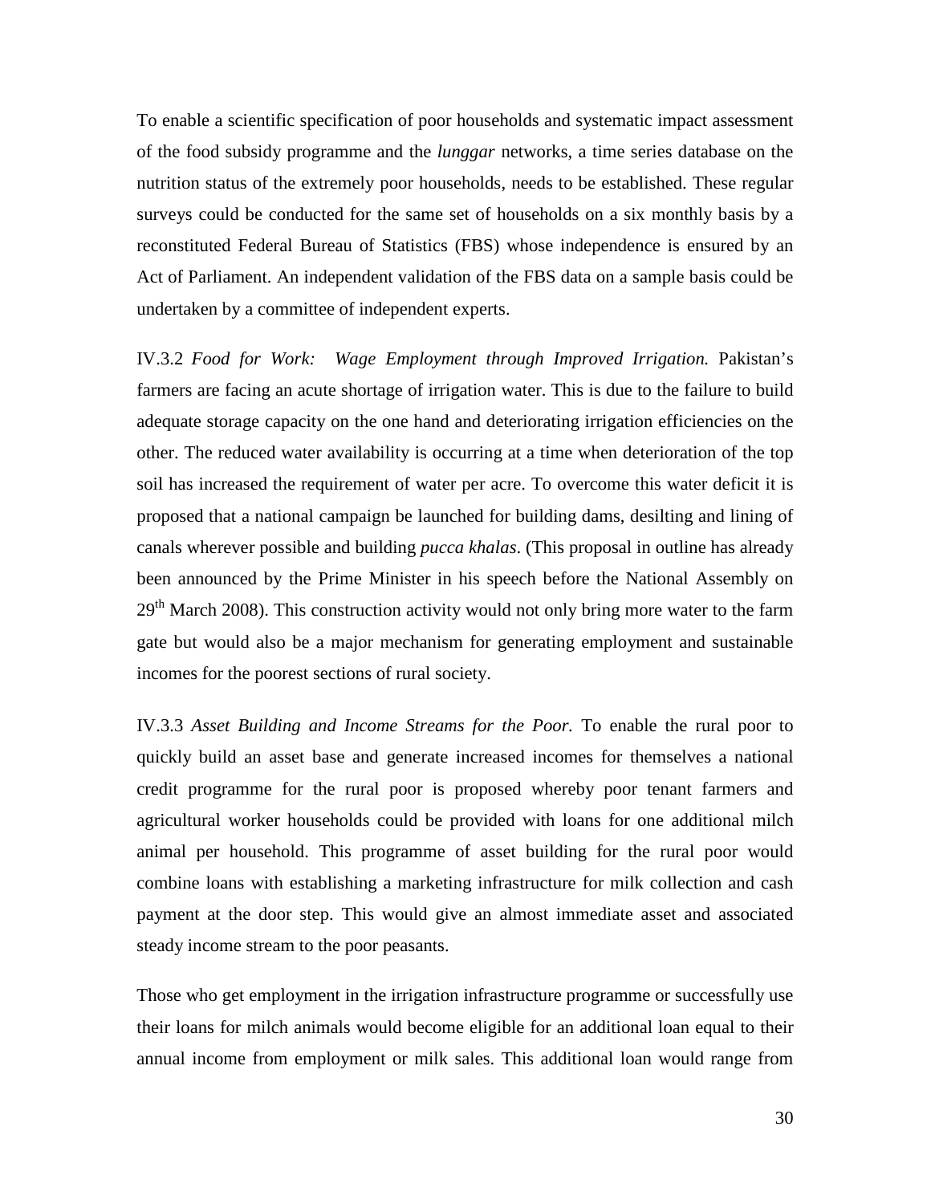To enable a scientific specification of poor households and systematic impact assessment of the food subsidy programme and the *lunggar* networks, a time series database on the nutrition status of the extremely poor households, needs to be established. These regular surveys could be conducted for the same set of households on a six monthly basis by a reconstituted Federal Bureau of Statistics (FBS) whose independence is ensured by an Act of Parliament. An independent validation of the FBS data on a sample basis could be undertaken by a committee of independent experts.

IV.3.2 *Food for Work: Wage Employment through Improved Irrigation.* Pakistan's farmers are facing an acute shortage of irrigation water. This is due to the failure to build adequate storage capacity on the one hand and deteriorating irrigation efficiencies on the other. The reduced water availability is occurring at a time when deterioration of the top soil has increased the requirement of water per acre. To overcome this water deficit it is proposed that a national campaign be launched for building dams, desilting and lining of canals wherever possible and building *pucca khalas*. (This proposal in outline has already been announced by the Prime Minister in his speech before the National Assembly on 29th March 2008). This construction activity would not only bring more water to the farm gate but would also be a major mechanism for generating employment and sustainable incomes for the poorest sections of rural society.

IV.3.3 *Asset Building and Income Streams for the Poor.* To enable the rural poor to quickly build an asset base and generate increased incomes for themselves a national credit programme for the rural poor is proposed whereby poor tenant farmers and agricultural worker households could be provided with loans for one additional milch animal per household. This programme of asset building for the rural poor would combine loans with establishing a marketing infrastructure for milk collection and cash payment at the door step. This would give an almost immediate asset and associated steady income stream to the poor peasants.

Those who get employment in the irrigation infrastructure programme or successfully use their loans for milch animals would become eligible for an additional loan equal to their annual income from employment or milk sales. This additional loan would range from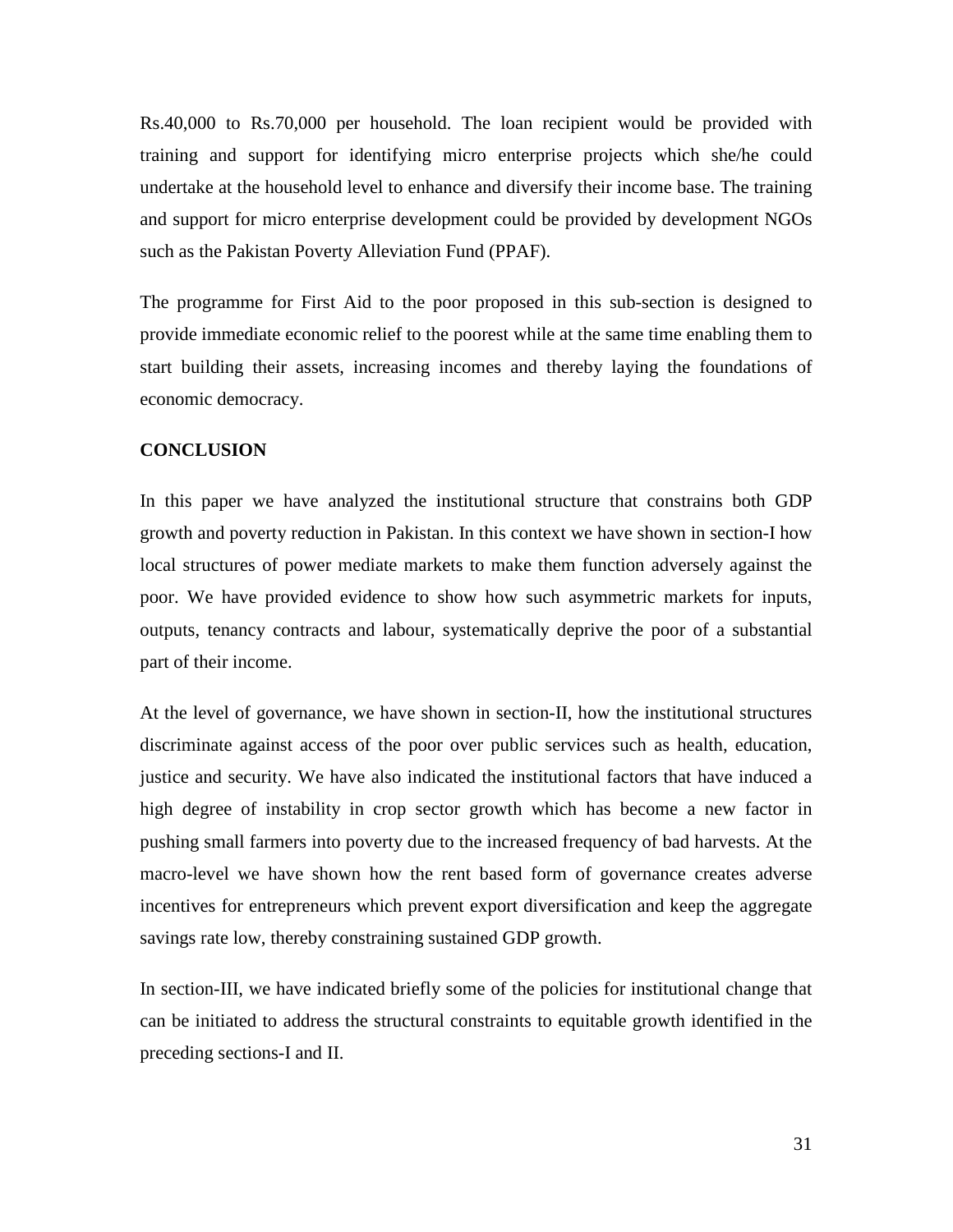Rs.40,000 to Rs.70,000 per household. The loan recipient would be provided with training and support for identifying micro enterprise projects which she/he could undertake at the household level to enhance and diversify their income base. The training and support for micro enterprise development could be provided by development NGOs such as the Pakistan Poverty Alleviation Fund (PPAF).

The programme for First Aid to the poor proposed in this sub-section is designed to provide immediate economic relief to the poorest while at the same time enabling them to start building their assets, increasing incomes and thereby laying the foundations of economic democracy.

## CONCLUSION

In this paper we have analyzed the institutional structure that constrains both GDP growth and poverty reduction in Pakistan. In this context we have shown in section-I how local structures of power mediate markets to make them function adversely against the poor. We have provided evidence to show how such asymmetric markets for inputs, outputs, tenancy contracts and labour, systematically deprive the poor of a substantial part of their income.

At the level of governance, we have shown in section-II, how the institutional structures discriminate against access of the poor over public services such as health, education, justice and security. We have also indicated the institutional factors that have induced a high degree of instability in crop sector growth which has become a new factor in pushing small farmers into poverty due to the increased frequency of bad harvests. At the macro-level we have shown how the rent based form of governance creates adverse incentives for entrepreneurs which prevent export diversification and keep the aggregate savings rate low, thereby constraining sustained GDP growth.

In section-III, we have indicated briefly some of the policies for institutional change that can be initiated to address the structural constraints to equitable growth identified in the preceding sections-I and II.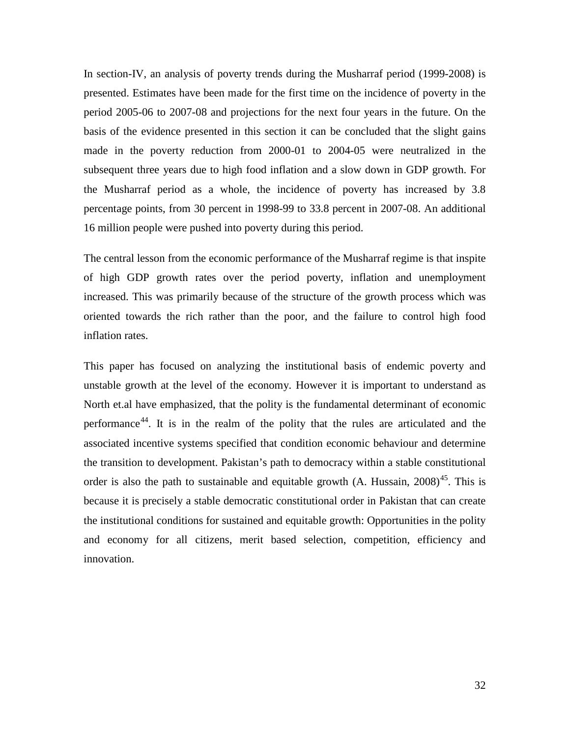In section-IV, an analysis of poverty trends during the Musharraf period (1999-2008) is presented. Estimates have been made for the first time on the incidence of poverty in the period 2005-06 to 2007-08 and projections for the next four years in the future. On the basis of the evidence presented in this section it can be concluded that the slight gains made in the poverty reduction from 2000-01 to 2004-05 were neutralized in the subsequent three years due to high food inflation and a slow down in GDP growth. For the Musharraf period as a whole, the incidence of poverty has increased by 3.8 percentage points, from 30 percent in 1998-99 to 33.8 percent in 2007-08. An additional 16 million people were pushed into poverty during this period.

The central lesson from the economic performance of the Musharraf regime is that inspite of high GDP growth rates over the period poverty, inflation and unemployment increased. This was primarily because of the structure of the growth process which was oriented towards the rich rather than the poor, and the failure to control high food inflation rates.

This paper has focused on analyzing the institutional basis of endemic poverty and unstable growth at the level of the economy. However it is important to understand as North et.al have emphasized, that the polity is the fundamental determinant of economic performance[44]. It is in the realm of the polity that the rules are articulated and the associated incentive systems specified that condition economic behaviour and determine the transition to development. Pakistan's path to democracy within a stable constitutional order is also the path to sustainable and equitable growth (A. Hussain, 2008)[45]. This is because it is precisely a stable democratic constitutional order in Pakistan that can create the institutional conditions for sustained and equitable growth: Opportunities in the polity and economy for all citizens, merit based selection, competition, efficiency and innovation.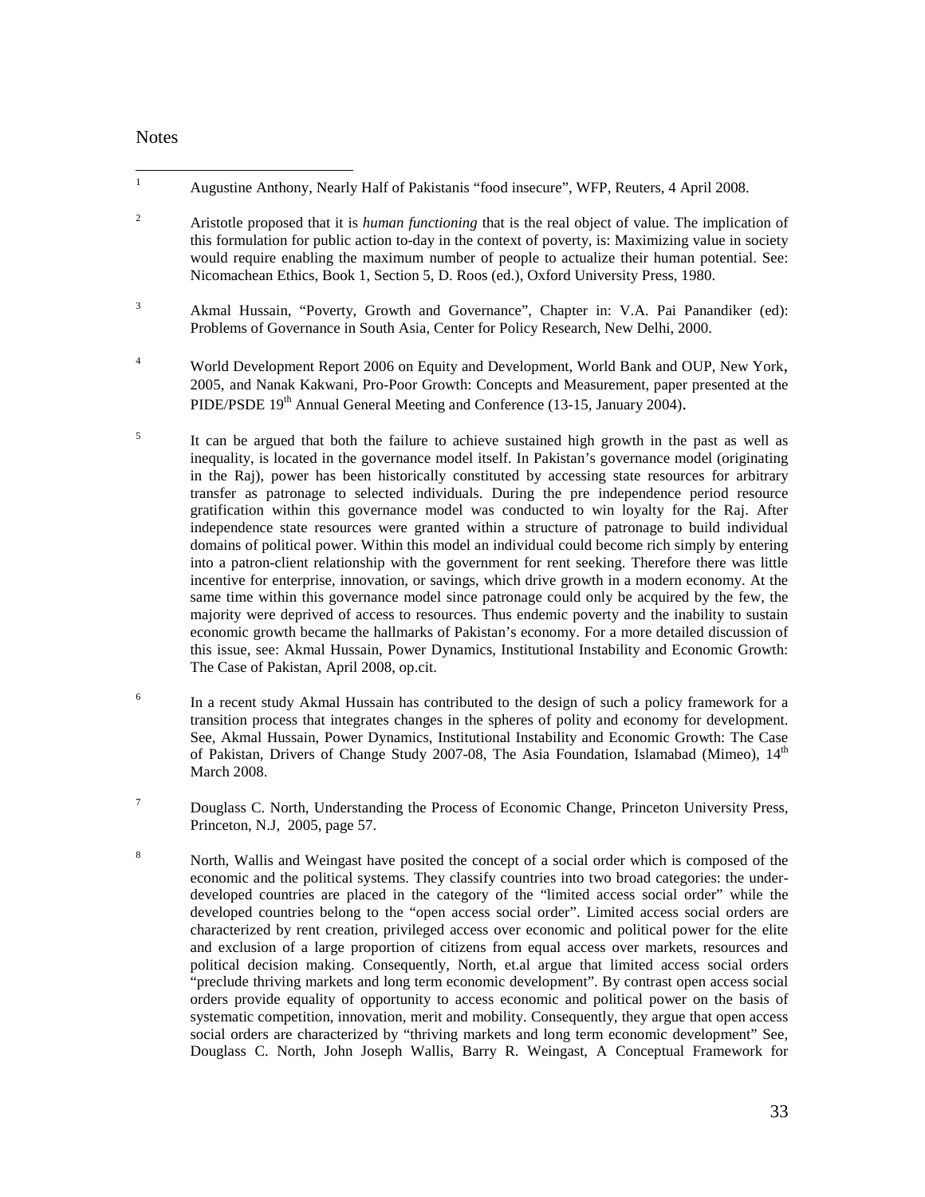# Notes

1 Augustine Anthony, Nearly Half of Pakistanis "food insecure", WFP, Reuters, 4 April 2008.

2 Aristotle proposed that it is *human functioning* that is the real object of value. The implication of this formulation for public action to-day in the context of poverty, is: Maximizing value in society would require enabling the maximum number of people to actualize their human potential. See: Nicomachean Ethics, Book 1, Section 5, D. Roos (ed.), Oxford University Press, 1980.

3 Akmal Hussain, "Poverty, Growth and Governance", Chapter in: V.A. Pai Panandiker (ed): Problems of Governance in South Asia, Center for Policy Research, New Delhi, 2000.

4 World Development Report 2006 on Equity and Development, World Bank and OUP, New York, 2005, and Nanak Kakwani, Pro-Poor Growth: Concepts and Measurement, paper presented at the PIDE/PSDE 19th Annual General Meeting and Conference (13-15, January 2004).

5 It can be argued that both the failure to achieve sustained high growth in the past as well as inequality, is located in the governance model itself. In Pakistan's governance model (originating in the Raj), power has been historically constituted by accessing state resources for arbitrary transfer as patronage to selected individuals. During the pre independence period resource gratification within this governance model was conducted to win loyalty for the Raj. After independence state resources were granted within a structure of patronage to build individual domains of political power. Within this model an individual could become rich simply by entering into a patron-client relationship with the government for rent seeking. Therefore there was little incentive for enterprise, innovation, or savings, which drive growth in a modern economy. At the same time within this governance model since patronage could only be acquired by the few, the majority were deprived of access to resources. Thus endemic poverty and the inability to sustain economic growth became the hallmarks of Pakistan's economy. For a more detailed discussion of this issue, see: Akmal Hussain, Power Dynamics, Institutional Instability and Economic Growth: The Case of Pakistan, April 2008, op.cit.

6 In a recent study Akmal Hussain has contributed to the design of such a policy framework for a transition process that integrates changes in the spheres of polity and economy for development. See, Akmal Hussain, Power Dynamics, Institutional Instability and Economic Growth: The Case of Pakistan, Drivers of Change Study 2007-08, The Asia Foundation, Islamabad (Mimeo), 14th March 2008.

7 Douglass C. North, Understanding the Process of Economic Change, Princeton University Press, Princeton, N.J, 2005, page 57.

8 North, Wallis and Weingast have posited the concept of a social order which is composed of the economic and the political systems. They classify countries into two broad categories: the under-developed countries are placed in the category of the "limited access social order" while the developed countries belong to the "open access social order". Limited access social orders are characterized by rent creation, privileged access over economic and political power for the elite and exclusion of a large proportion of citizens from equal access over markets, resources and political decision making. Consequently, North, et.al argue that limited access social orders "preclude thriving markets and long term economic development". By contrast open access social orders provide equality of opportunity to access economic and political power on the basis of systematic competition, innovation, merit and mobility. Consequently, they argue that open access social orders are characterized by "thriving markets and long term economic development" See, Douglass C. North, John Joseph Wallis, Barry R. Weingast, A Conceptual Framework for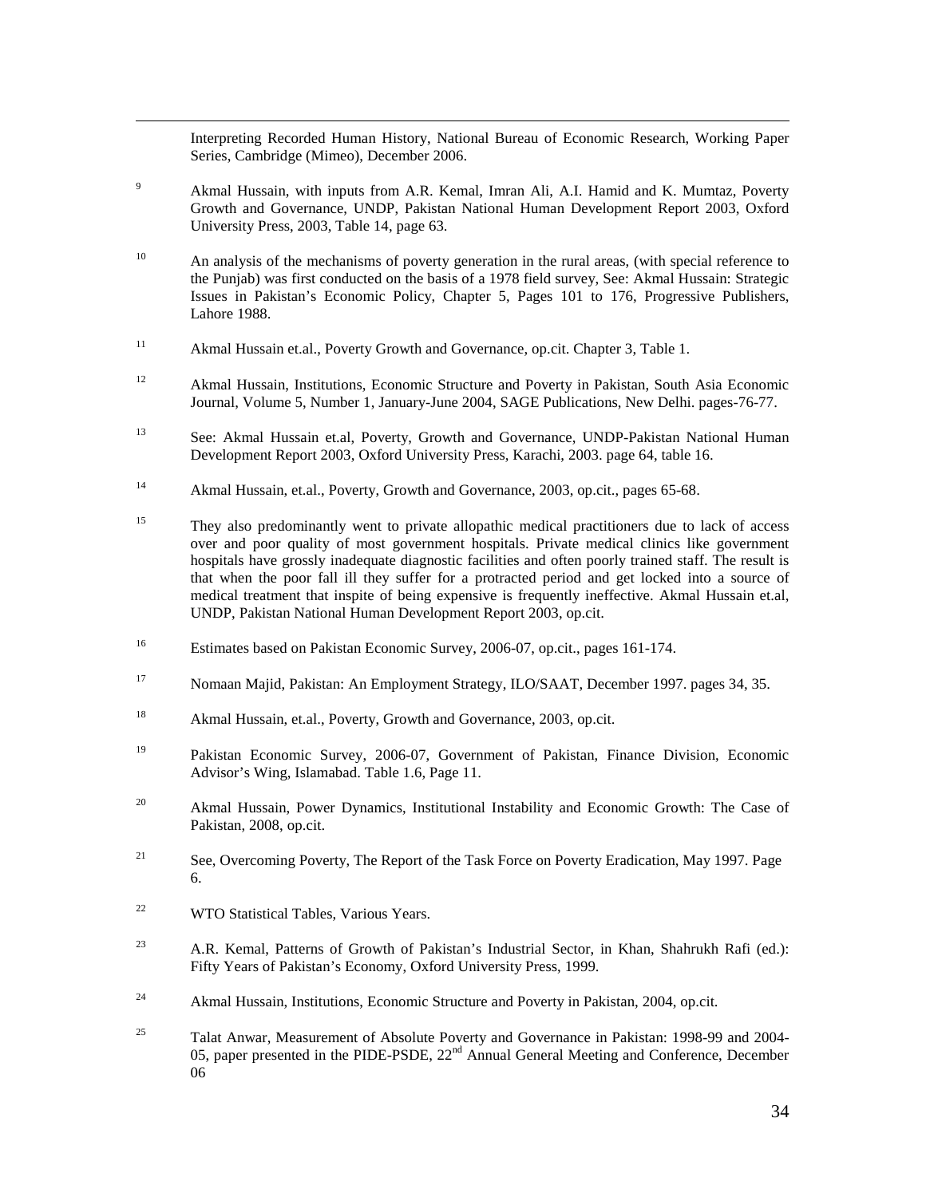Interpreting Recorded Human History, National Bureau of Economic Research, Working Paper Series, Cambridge (Mimeo), December 2006.

[9] Akmal Hussain, with inputs from A.R. Kemal, Imran Ali, A.I. Hamid and K. Mumtaz, Poverty Growth and Governance, UNDP, Pakistan National Human Development Report 2003, Oxford University Press, 2003, Table 14, page 63.

[10] An analysis of the mechanisms of poverty generation in the rural areas, (with special reference to the Punjab) was first conducted on the basis of a 1978 field survey, See: Akmal Hussain: Strategic Issues in Pakistan's Economic Policy, Chapter 5, Pages 101 to 176, Progressive Publishers, Lahore 1988.

[11] Akmal Hussain et.al., Poverty Growth and Governance, op.cit. Chapter 3, Table 1.

[12] Akmal Hussain, Institutions, Economic Structure and Poverty in Pakistan, South Asia Economic Journal, Volume 5, Number 1, January-June 2004, SAGE Publications, New Delhi. pages-76-77.

[13] See: Akmal Hussain et.al, Poverty, Growth and Governance, UNDP-Pakistan National Human Development Report 2003, Oxford University Press, Karachi, 2003. page 64, table 16.

[14] Akmal Hussain, et.al., Poverty, Growth and Governance, 2003, op.cit., pages 65-68.

[15] They also predominantly went to private allopathic medical practitioners due to lack of access over and poor quality of most government hospitals. Private medical clinics like government hospitals have grossly inadequate diagnostic facilities and often poorly trained staff. The result is that when the poor fall ill they suffer for a protracted period and get locked into a source of medical treatment that inspite of being expensive is frequently ineffective. Akmal Hussain et.al, UNDP, Pakistan National Human Development Report 2003, op.cit.

[16] Estimates based on Pakistan Economic Survey, 2006-07, op.cit., pages 161-174.

[17] Nomaan Majid, Pakistan: An Employment Strategy, ILO/SAAT, December 1997. pages 34, 35.

[18] Akmal Hussain, et.al., Poverty, Growth and Governance, 2003, op.cit.

[19] Pakistan Economic Survey, 2006-07, Government of Pakistan, Finance Division, Economic Advisor's Wing, Islamabad. Table 1.6, Page 11.

[20] Akmal Hussain, Power Dynamics, Institutional Instability and Economic Growth: The Case of Pakistan, 2008, op.cit.

[21] See, Overcoming Poverty, The Report of the Task Force on Poverty Eradication, May 1997. Page 6.

[22] WTO Statistical Tables, Various Years.

[23] A.R. Kemal, Patterns of Growth of Pakistan's Industrial Sector, in Khan, Shahrukh Rafi (ed.): Fifty Years of Pakistan's Economy, Oxford University Press, 1999.

[24] Akmal Hussain, Institutions, Economic Structure and Poverty in Pakistan, 2004, op.cit.

[25] Talat Anwar, Measurement of Absolute Poverty and Governance in Pakistan: 1998-99 and 2004-05, paper presented in the PIDE-PSDE, 22nd Annual General Meeting and Conference, December 06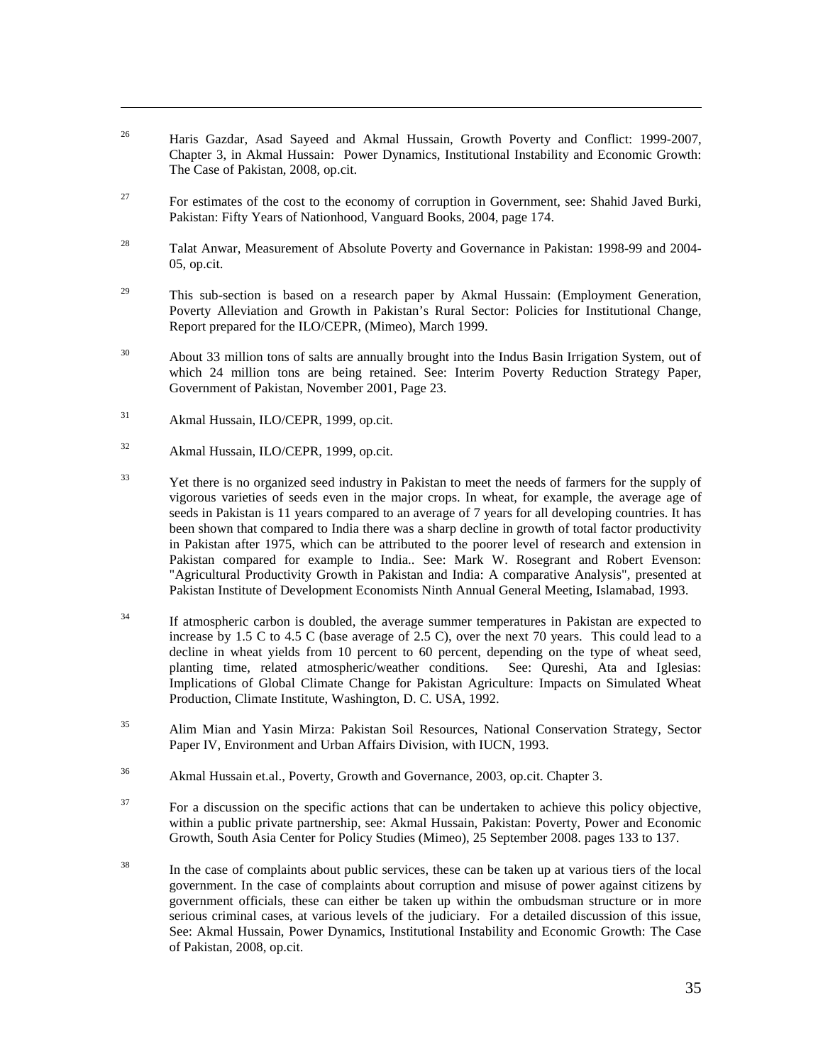[26] Haris Gazdar, Asad Sayeed and Akmal Hussain, Growth Poverty and Conflict: 1999-2007, Chapter 3, in Akmal Hussain: Power Dynamics, Institutional Instability and Economic Growth: The Case of Pakistan, 2008, op.cit.

[27] For estimates of the cost to the economy of corruption in Government, see: Shahid Javed Burki, Pakistan: Fifty Years of Nationhood, Vanguard Books, 2004, page 174.

[28] Talat Anwar, Measurement of Absolute Poverty and Governance in Pakistan: 1998-99 and 2004-05, op.cit.

[29] This sub-section is based on a research paper by Akmal Hussain: (Employment Generation, Poverty Alleviation and Growth in Pakistan's Rural Sector: Policies for Institutional Change, Report prepared for the ILO/CEPR, (Mimeo), March 1999.

[30] About 33 million tons of salts are annually brought into the Indus Basin Irrigation System, out of which 24 million tons are being retained. See: Interim Poverty Reduction Strategy Paper, Government of Pakistan, November 2001, Page 23.

[31] Akmal Hussain, ILO/CEPR, 1999, op.cit.

[32] Akmal Hussain, ILO/CEPR, 1999, op.cit.

[33] Yet there is no organized seed industry in Pakistan to meet the needs of farmers for the supply of vigorous varieties of seeds even in the major crops. In wheat, for example, the average age of seeds in Pakistan is 11 years compared to an average of 7 years for all developing countries. It has been shown that compared to India there was a sharp decline in growth of total factor productivity in Pakistan after 1975, which can be attributed to the poorer level of research and extension in Pakistan compared for example to India.. See: Mark W. Rosegrant and Robert Evenson: "Agricultural Productivity Growth in Pakistan and India: A comparative Analysis", presented at Pakistan Institute of Development Economists Ninth Annual General Meeting, Islamabad, 1993.

[34] If atmospheric carbon is doubled, the average summer temperatures in Pakistan are expected to increase by 1.5 C to 4.5 C (base average of 2.5 C), over the next 70 years. This could lead to a decline in wheat yields from 10 percent to 60 percent, depending on the type of wheat seed, planting time, related atmospheric/weather conditions. See: Qureshi, Ata and Iglesias: Implications of Global Climate Change for Pakistan Agriculture: Impacts on Simulated Wheat Production, Climate Institute, Washington, D. C. USA, 1992.

[35] Alim Mian and Yasin Mirza: Pakistan Soil Resources, National Conservation Strategy, Sector Paper IV, Environment and Urban Affairs Division, with IUCN, 1993.

[36] Akmal Hussain et.al., Poverty, Growth and Governance, 2003, op.cit. Chapter 3.

[37] For a discussion on the specific actions that can be undertaken to achieve this policy objective, within a public private partnership, see: Akmal Hussain, Pakistan: Poverty, Power and Economic Growth, South Asia Center for Policy Studies (Mimeo), 25 September 2008. pages 133 to 137.

[38] In the case of complaints about public services, these can be taken up at various tiers of the local government. In the case of complaints about corruption and misuse of power against citizens by government officials, these can either be taken up within the ombudsman structure or in more serious criminal cases, at various levels of the judiciary. For a detailed discussion of this issue, See: Akmal Hussain, Power Dynamics, Institutional Instability and Economic Growth: The Case of Pakistan, 2008, op.cit.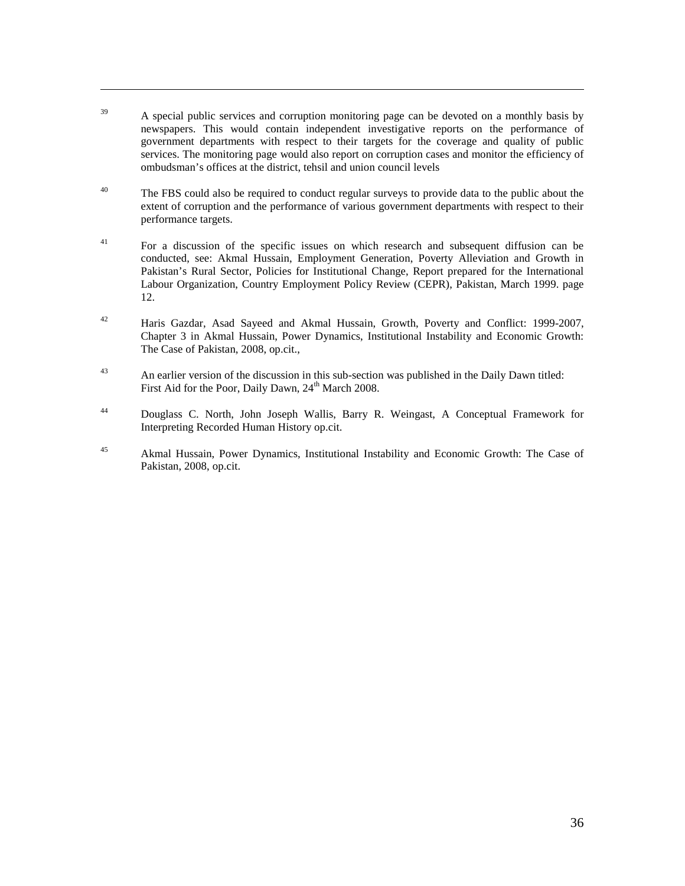[39] A special public services and corruption monitoring page can be devoted on a monthly basis by newspapers. This would contain independent investigative reports on the performance of government departments with respect to their targets for the coverage and quality of public services. The monitoring page would also report on corruption cases and monitor the efficiency of ombudsman's offices at the district, tehsil and union council levels

[40] The FBS could also be required to conduct regular surveys to provide data to the public about the extent of corruption and the performance of various government departments with respect to their performance targets.

[41] For a discussion of the specific issues on which research and subsequent diffusion can be conducted, see: Akmal Hussain, Employment Generation, Poverty Alleviation and Growth in Pakistan's Rural Sector, Policies for Institutional Change, Report prepared for the International Labour Organization, Country Employment Policy Review (CEPR), Pakistan, March 1999. page 12.

[42] Haris Gazdar, Asad Sayeed and Akmal Hussain, Growth, Poverty and Conflict: 1999-2007, Chapter 3 in Akmal Hussain, Power Dynamics, Institutional Instability and Economic Growth: The Case of Pakistan, 2008, op.cit.,

[43] An earlier version of the discussion in this sub-section was published in the Daily Dawn titled: First Aid for the Poor, Daily Dawn, 24th March 2008.

[44] Douglass C. North, John Joseph Wallis, Barry R. Weingast, A Conceptual Framework for Interpreting Recorded Human History op.cit.

[45] Akmal Hussain, Power Dynamics, Institutional Instability and Economic Growth: The Case of Pakistan, 2008, op.cit.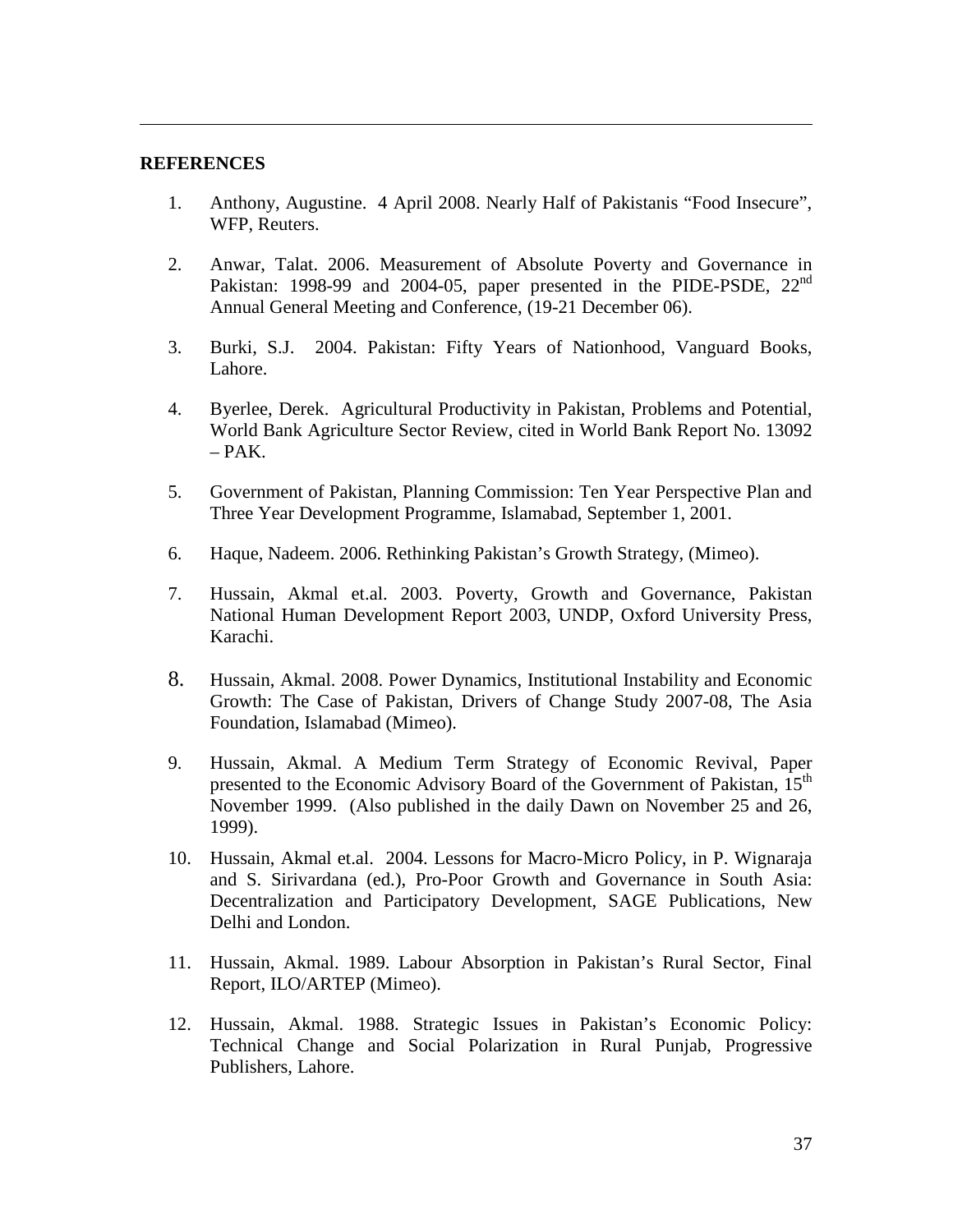## REFERENCES

1. Anthony, Augustine. 4 April 2008. Nearly Half of Pakistanis "Food Insecure", WFP, Reuters.

2. Anwar, Talat. 2006. Measurement of Absolute Poverty and Governance in Pakistan: 1998-99 and 2004-05, paper presented in the PIDE-PSDE, 22nd Annual General Meeting and Conference, (19-21 December 06).

3. Burki, S.J. 2004. Pakistan: Fifty Years of Nationhood, Vanguard Books, Lahore.

4. Byerlee, Derek. Agricultural Productivity in Pakistan, Problems and Potential, World Bank Agriculture Sector Review, cited in World Bank Report No. 13092 – PAK.

5. Government of Pakistan, Planning Commission: Ten Year Perspective Plan and Three Year Development Programme, Islamabad, September 1, 2001.

6. Haque, Nadeem. 2006. Rethinking Pakistan's Growth Strategy, (Mimeo).

7. Hussain, Akmal et.al. 2003. Poverty, Growth and Governance, Pakistan National Human Development Report 2003, UNDP, Oxford University Press, Karachi.

8. Hussain, Akmal. 2008. Power Dynamics, Institutional Instability and Economic Growth: The Case of Pakistan, Drivers of Change Study 2007-08, The Asia Foundation, Islamabad (Mimeo).

9. Hussain, Akmal. A Medium Term Strategy of Economic Revival, Paper presented to the Economic Advisory Board of the Government of Pakistan, 15th November 1999. (Also published in the daily Dawn on November 25 and 26, 1999).

10. Hussain, Akmal et.al. 2004. Lessons for Macro-Micro Policy, in P. Wignaraja and S. Sirivardana (ed.), Pro-Poor Growth and Governance in South Asia: Decentralization and Participatory Development, SAGE Publications, New Delhi and London.

11. Hussain, Akmal. 1989. Labour Absorption in Pakistan's Rural Sector, Final Report, ILO/ARTEP (Mimeo).

12. Hussain, Akmal. 1988. Strategic Issues in Pakistan's Economic Policy: Technical Change and Social Polarization in Rural Punjab, Progressive Publishers, Lahore.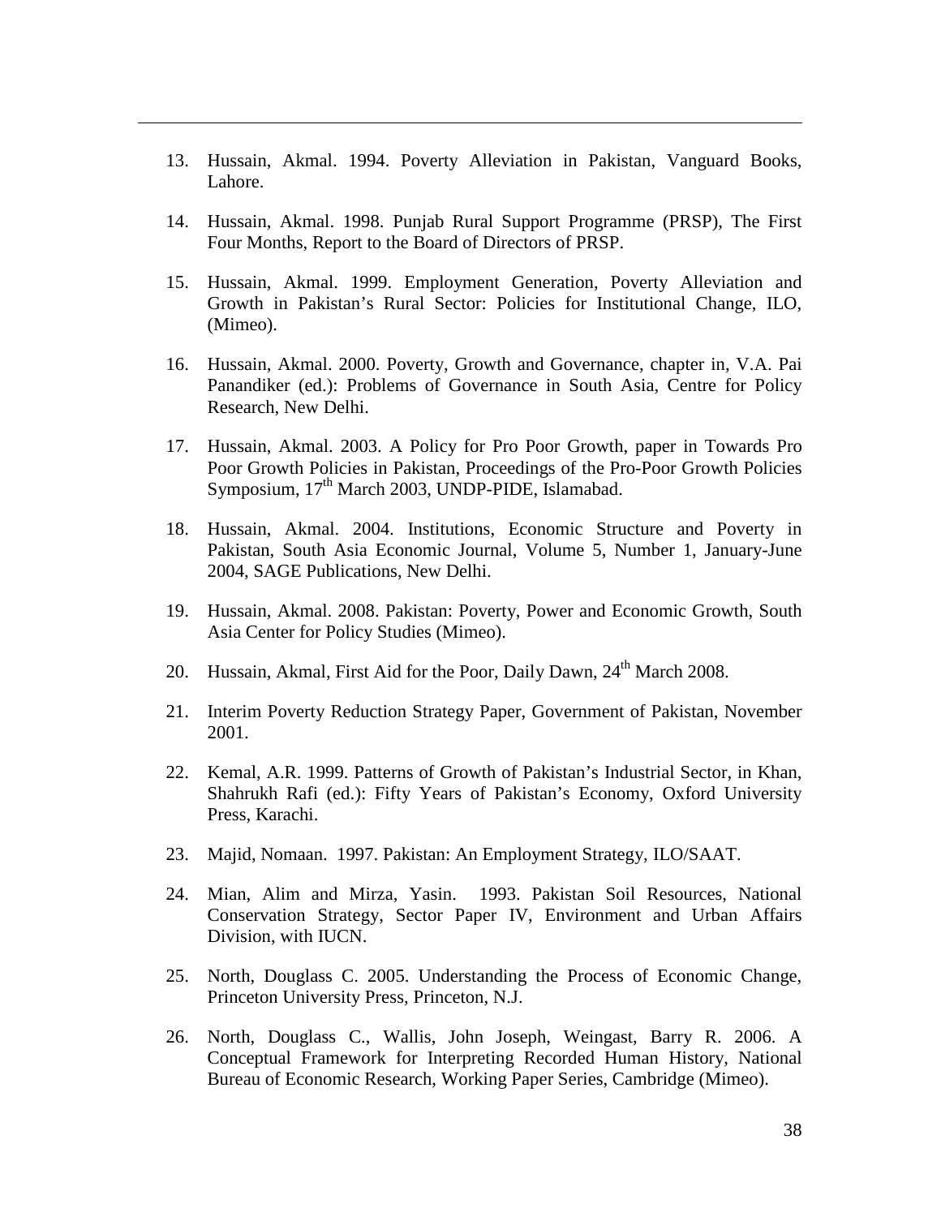13. Hussain, Akmal. 1994. Poverty Alleviation in Pakistan, Vanguard Books, Lahore.

14. Hussain, Akmal. 1998. Punjab Rural Support Programme (PRSP), The First Four Months, Report to the Board of Directors of PRSP.

15. Hussain, Akmal. 1999. Employment Generation, Poverty Alleviation and Growth in Pakistan's Rural Sector: Policies for Institutional Change, ILO, (Mimeo).

16. Hussain, Akmal. 2000. Poverty, Growth and Governance, chapter in, V.A. Pai Panandiker (ed.): Problems of Governance in South Asia, Centre for Policy Research, New Delhi.

17. Hussain, Akmal. 2003. A Policy for Pro Poor Growth, paper in Towards Pro Poor Growth Policies in Pakistan, Proceedings of the Pro-Poor Growth Policies Symposium, 17th March 2003, UNDP-PIDE, Islamabad.

18. Hussain, Akmal. 2004. Institutions, Economic Structure and Poverty in Pakistan, South Asia Economic Journal, Volume 5, Number 1, January-June 2004, SAGE Publications, New Delhi.

19. Hussain, Akmal. 2008. Pakistan: Poverty, Power and Economic Growth, South Asia Center for Policy Studies (Mimeo).

20. Hussain, Akmal, First Aid for the Poor, Daily Dawn, 24th March 2008.

21. Interim Poverty Reduction Strategy Paper, Government of Pakistan, November 2001.

22. Kemal, A.R. 1999. Patterns of Growth of Pakistan's Industrial Sector, in Khan, Shahrukh Rafi (ed.): Fifty Years of Pakistan's Economy, Oxford University Press, Karachi.

23. Majid, Nomaan. 1997. Pakistan: An Employment Strategy, ILO/SAAT.

24. Mian, Alim and Mirza, Yasin. 1993. Pakistan Soil Resources, National Conservation Strategy, Sector Paper IV, Environment and Urban Affairs Division, with IUCN.

25. North, Douglass C. 2005. Understanding the Process of Economic Change, Princeton University Press, Princeton, N.J.

26. North, Douglass C., Wallis, John Joseph, Weingast, Barry R. 2006. A Conceptual Framework for Interpreting Recorded Human History, National Bureau of Economic Research, Working Paper Series, Cambridge (Mimeo).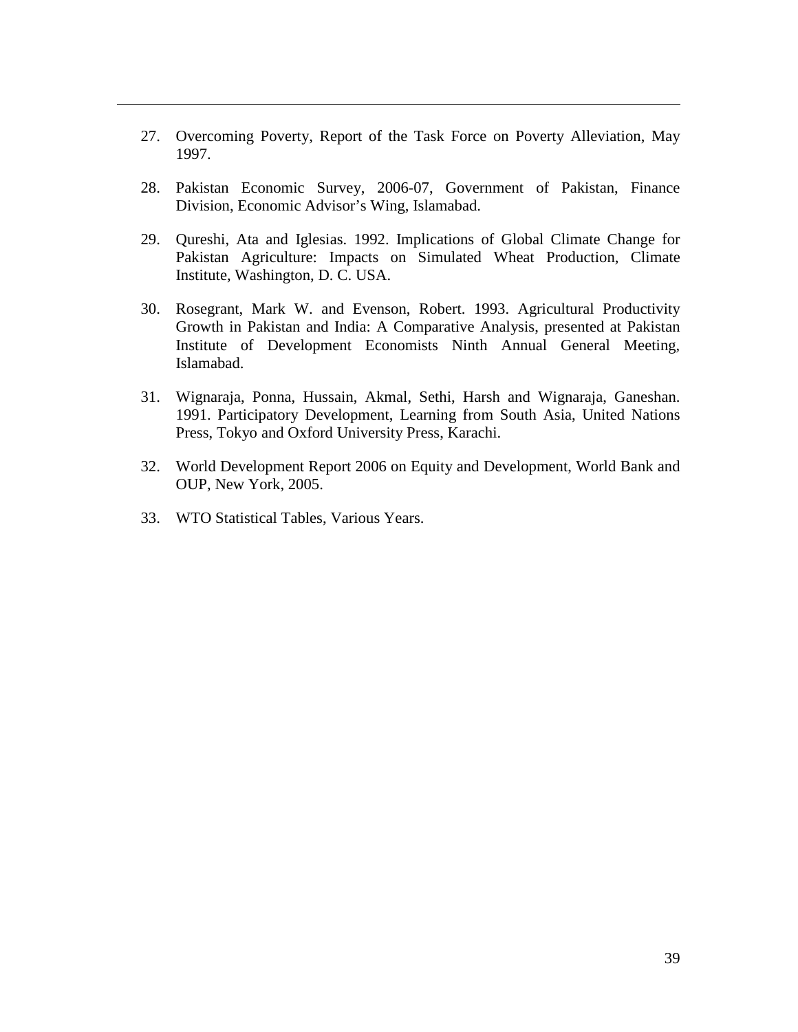27. Overcoming Poverty, Report of the Task Force on Poverty Alleviation, May 1997.

28. Pakistan Economic Survey, 2006-07, Government of Pakistan, Finance Division, Economic Advisor's Wing, Islamabad.

29. Qureshi, Ata and Iglesias. 1992. Implications of Global Climate Change for Pakistan Agriculture: Impacts on Simulated Wheat Production, Climate Institute, Washington, D. C. USA.

30. Rosegrant, Mark W. and Evenson, Robert. 1993. Agricultural Productivity Growth in Pakistan and India: A Comparative Analysis, presented at Pakistan Institute of Development Economists Ninth Annual General Meeting, Islamabad.

31. Wignaraja, Ponna, Hussain, Akmal, Sethi, Harsh and Wignaraja, Ganeshan. 1991. Participatory Development, Learning from South Asia, United Nations Press, Tokyo and Oxford University Press, Karachi.

32. World Development Report 2006 on Equity and Development, World Bank and OUP, New York, 2005.

33. WTO Statistical Tables, Various Years.